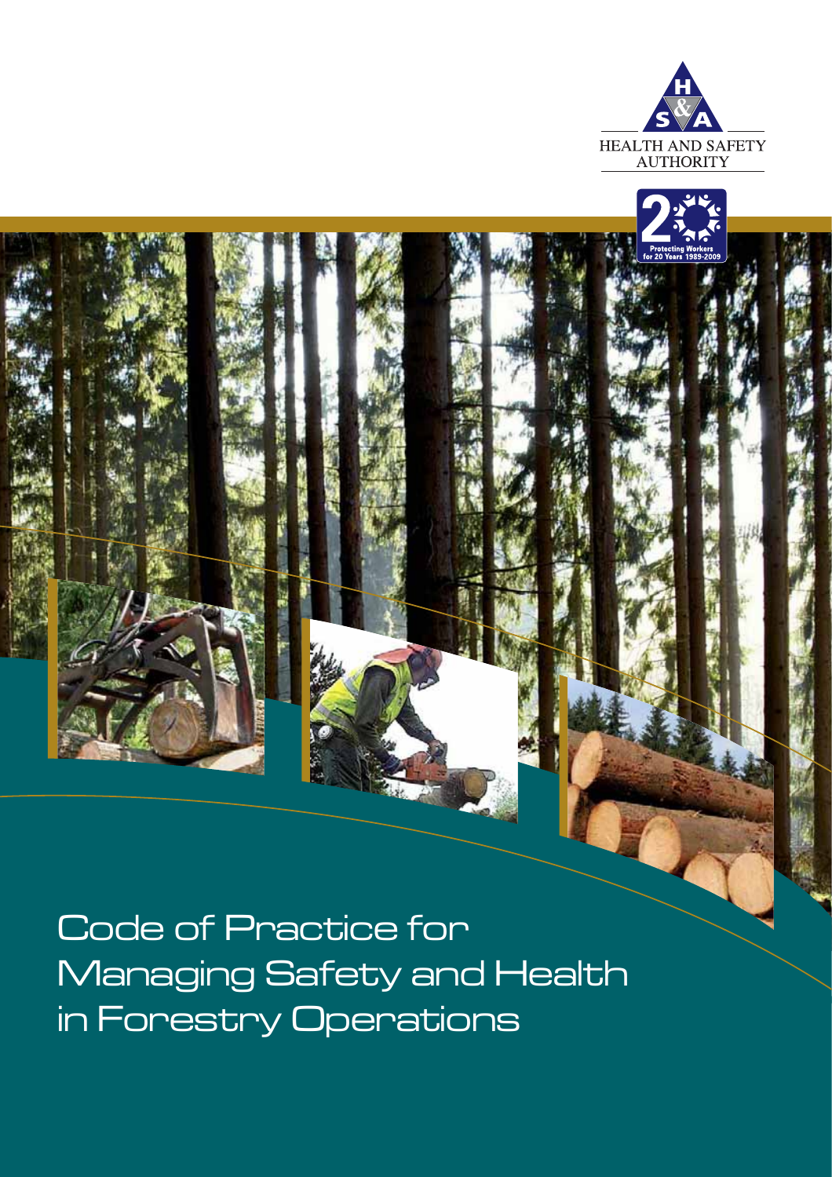HEALTH AND SAFETY AUTHORITY

Protecting Workers for 20 Years 1989-2009

# Code of Practice for Managing Safety and Health in Forestry Operations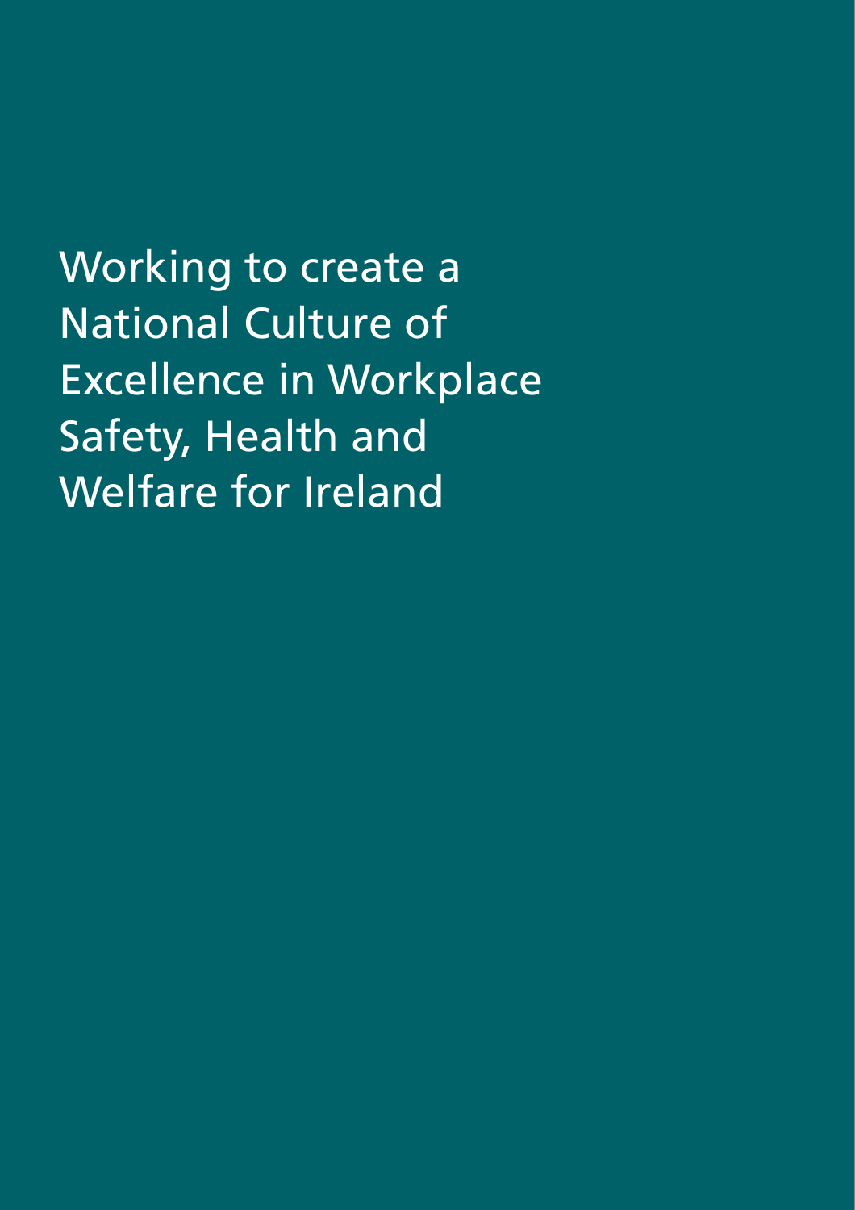Working to create a National Culture of Excellence in Workplace Safety, Health and Welfare for Ireland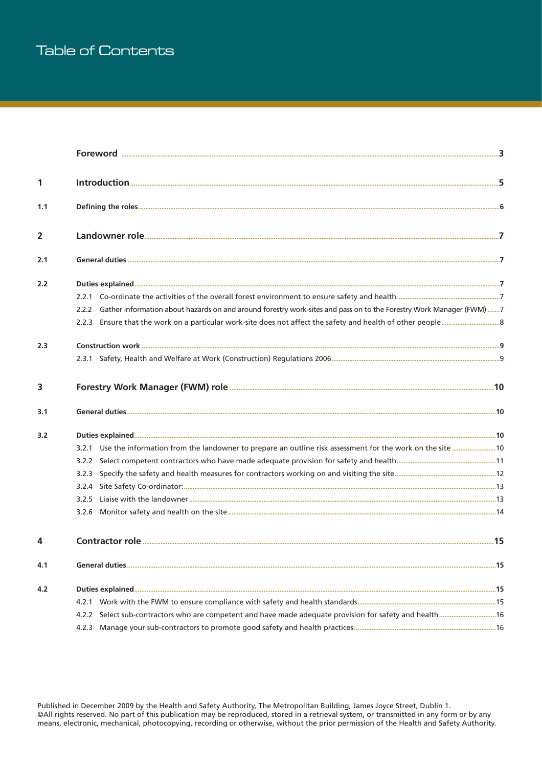# Table of Contents

| | | |
|---|---|---|
| | **Foreword** | **3** |
| **1** | **Introduction** | **5** |
| **1.1** | **Defining the roles** | **6** |
| **2** | **Landowner role** | **7** |
| **2.1** | **General duties** | **7** |
| **2.2** | **Duties explained** | **7** |
| | 2.2.1 Co-ordinate the activities of the overall forest environment to ensure safety and health | 7 |
| | 2.2.2 Gather information about hazards on and around forestry work-sites and pass on to the Forestry Work Manager (FWM) | 7 |
| | 2.2.3 Ensure that the work on a particular work-site does not affect the safety and health of other people | 8 |
| **2.3** | **Construction work** | **9** |
| | 2.3.1 Safety, Health and Welfare at Work (Construction) Regulations 2006 | 9 |
| **3** | **Forestry Work Manager (FWM) role** | **10** |
| **3.1** | **General duties** | **10** |
| **3.2** | **Duties explained** | **10** |
| | 3.2.1 Use the information from the landowner to prepare an outline risk assessment for the work on the site | 10 |
| | 3.2.2 Select competent contractors who have made adequate provision for safety and health | 11 |
| | 3.2.3 Specify the safety and health measures for contractors working on and visiting the site | 12 |
| | 3.2.4 Site Safety Co-ordinator: | 13 |
| | 3.2.5 Liaise with the landowner | 13 |
| | 3.2.6 Monitor safety and health on the site | 14 |
| **4** | **Contractor role** | **15** |
| **4.1** | **General duties** | **15** |
| **4.2** | **Duties explained** | **15** |
| | 4.2.1 Work with the FWM to ensure compliance with safety and health standards | 15 |
| | 4.2.2 Select sub-contractors who are competent and have made adequate provision for safety and health | 16 |
| | 4.2.3 Manage your sub-contractors to promote good safety and health practices | 16 |

Published in December 2009 by the Health and Safety Authority, The Metropolitan Building, James Joyce Street, Dublin 1.
©All rights reserved. No part of this publication may be reproduced, stored in a retrieval system, or transmitted in any form or by any means, electronic, mechanical, photocopying, recording or otherwise, without the prior permission of the Health and Safety Authority.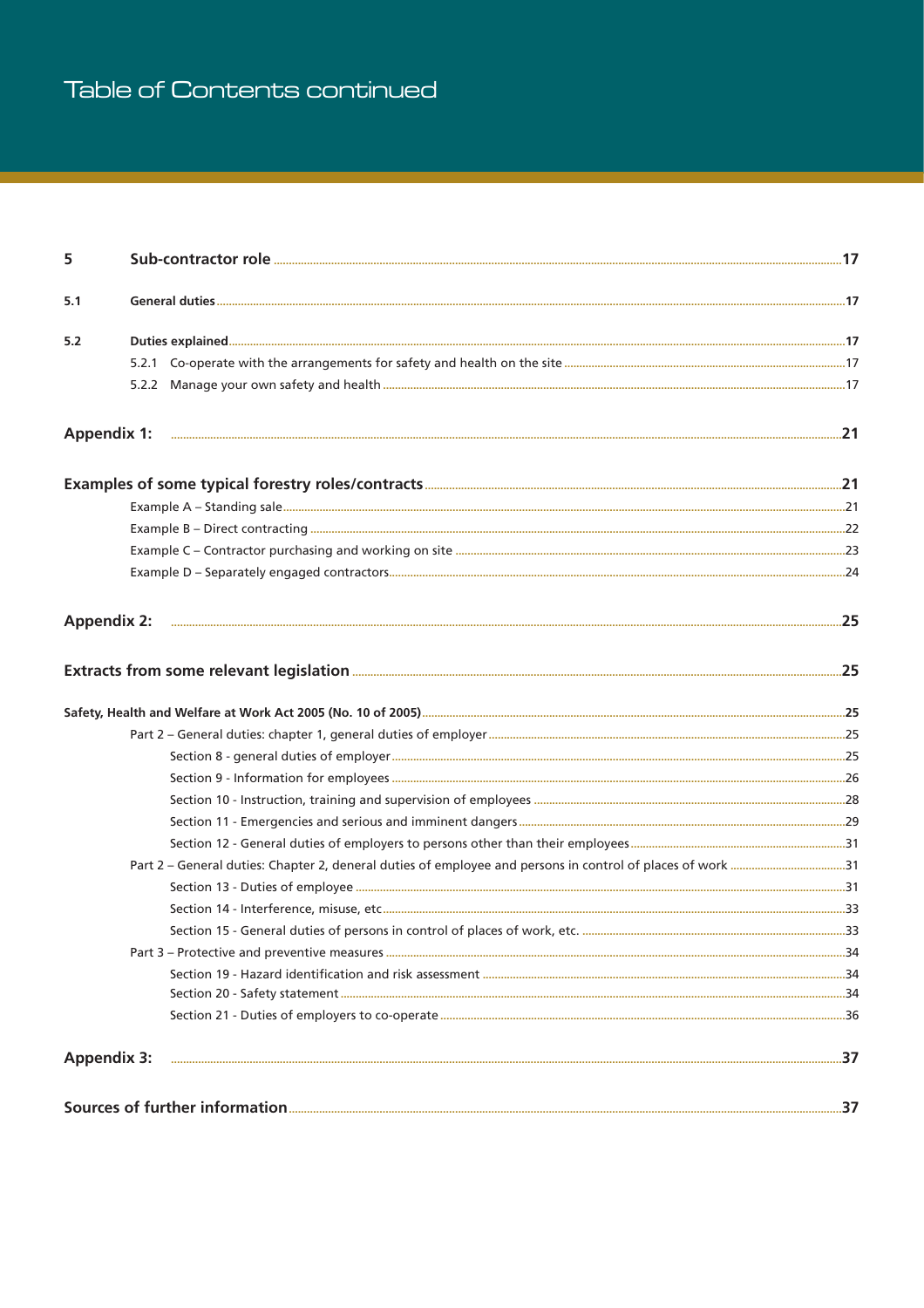# Table of Contents continued

| | | |
|---|---|---|
| **5** | **Sub-contractor role** | **17** |
| **5.1** | **General duties** | **17** |
| **5.2** | **Duties explained** | **17** |
| | 5.2.1 Co-operate with the arrangements for safety and health on the site | 17 |
| | 5.2.2 Manage your own safety and health | 17 |
| **Appendix 1:** | | **21** |
| **Examples of some typical forestry roles/contracts** | | **21** |
| | Example A – Standing sale | 21 |
| | Example B – Direct contracting | 22 |
| | Example C – Contractor purchasing and working on site | 23 |
| | Example D – Separately engaged contractors | 24 |
| **Appendix 2:** | | **25** |
| **Extracts from some relevant legislation** | | **25** |
| **Safety, Health and Welfare at Work Act 2005 (No. 10 of 2005)** | | **25** |
| | Part 2 – General duties: chapter 1, general duties of employer | 25 |
| | Section 8 - general duties of employer | 25 |
| | Section 9 - Information for employees | 26 |
| | Section 10 - Instruction, training and supervision of employees | 28 |
| | Section 11 - Emergencies and serious and imminent dangers | 29 |
| | Section 12 - General duties of employers to persons other than their employees | 31 |
| | Part 2 – General duties: Chapter 2, deneral duties of employee and persons in control of places of work | 31 |
| | Section 13 - Duties of employee | 31 |
| | Section 14 - Interference, misuse, etc | 33 |
| | Section 15 - General duties of persons in control of places of work, etc. | 33 |
| | Part 3 – Protective and preventive measures | 34 |
| | Section 19 - Hazard identification and risk assessment | 34 |
| | Section 20 - Safety statement | 34 |
| | Section 21 - Duties of employers to co-operate | 36 |
| **Appendix 3:** | | **37** |
| **Sources of further information** | | **37** |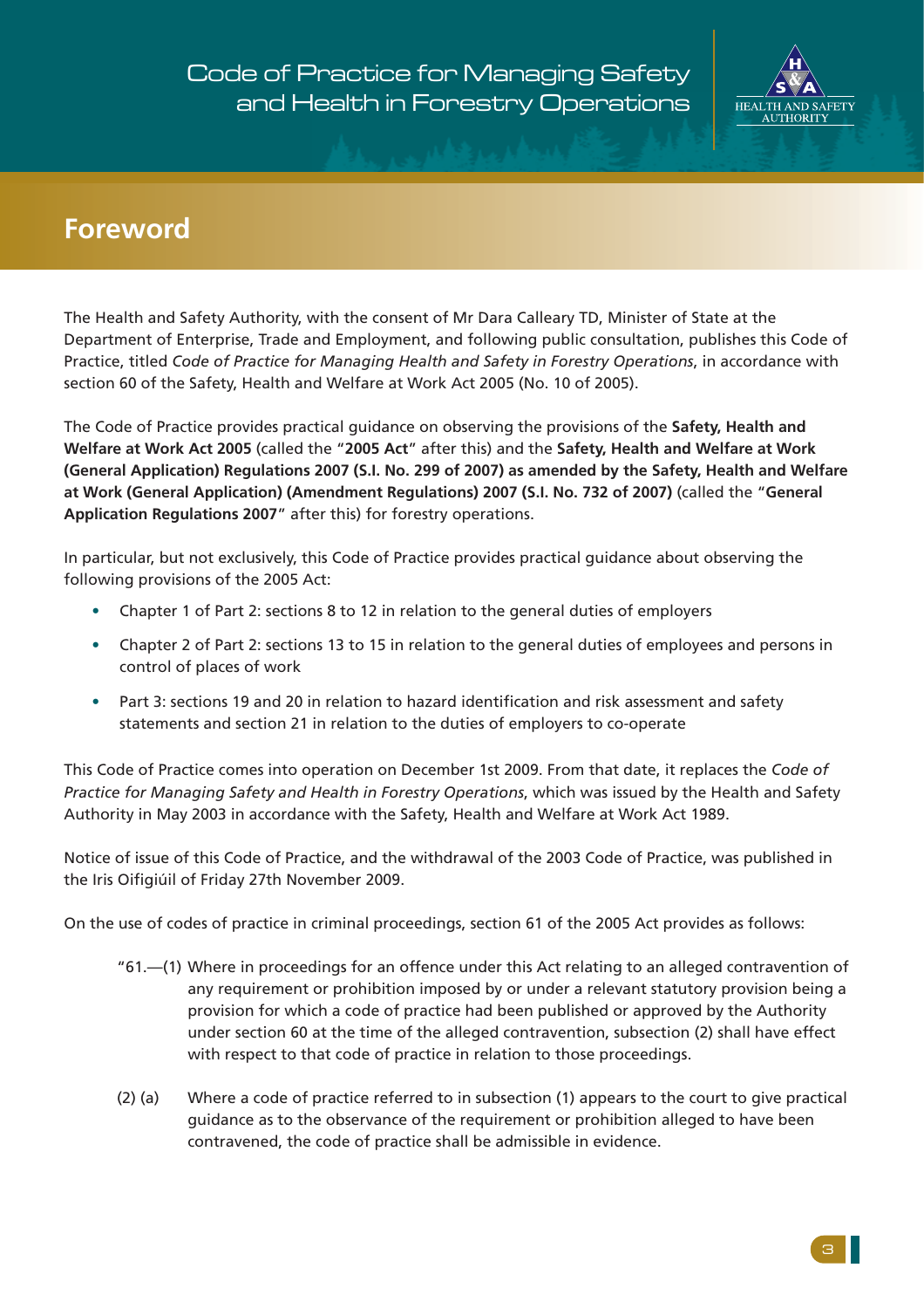## Foreword

The Health and Safety Authority, with the consent of Mr Dara Calleary TD, Minister of State at the Department of Enterprise, Trade and Employment, and following public consultation, publishes this Code of Practice, titled *Code of Practice for Managing Health and Safety in Forestry Operations*, in accordance with section 60 of the Safety, Health and Welfare at Work Act 2005 (No. 10 of 2005).

The Code of Practice provides practical guidance on observing the provisions of the **Safety, Health and Welfare at Work Act 2005** (called the "**2005 Act**" after this) and the **Safety, Health and Welfare at Work (General Application) Regulations 2007 (S.I. No. 299 of 2007) as amended by the Safety, Health and Welfare at Work (General Application) (Amendment Regulations) 2007 (S.I. No. 732 of 2007)** (called the "**General Application Regulations 2007**" after this) for forestry operations.

In particular, but not exclusively, this Code of Practice provides practical guidance about observing the following provisions of the 2005 Act:

- Chapter 1 of Part 2: sections 8 to 12 in relation to the general duties of employers
- Chapter 2 of Part 2: sections 13 to 15 in relation to the general duties of employees and persons in control of places of work
- Part 3: sections 19 and 20 in relation to hazard identification and risk assessment and safety statements and section 21 in relation to the duties of employers to co-operate

This Code of Practice comes into operation on December 1st 2009. From that date, it replaces the *Code of Practice for Managing Safety and Health in Forestry Operations*, which was issued by the Health and Safety Authority in May 2003 in accordance with the Safety, Health and Welfare at Work Act 1989.

Notice of issue of this Code of Practice, and the withdrawal of the 2003 Code of Practice, was published in the Iris Oifigiúil of Friday 27th November 2009.

On the use of codes of practice in criminal proceedings, section 61 of the 2005 Act provides as follows:

"61.—(1) Where in proceedings for an offence under this Act relating to an alleged contravention of any requirement or prohibition imposed by or under a relevant statutory provision being a provision for which a code of practice had been published or approved by the Authority under section 60 at the time of the alleged contravention, subsection (2) shall have effect with respect to that code of practice in relation to those proceedings.

(2) (a) Where a code of practice referred to in subsection (1) appears to the court to give practical guidance as to the observance of the requirement or prohibition alleged to have been contravened, the code of practice shall be admissible in evidence.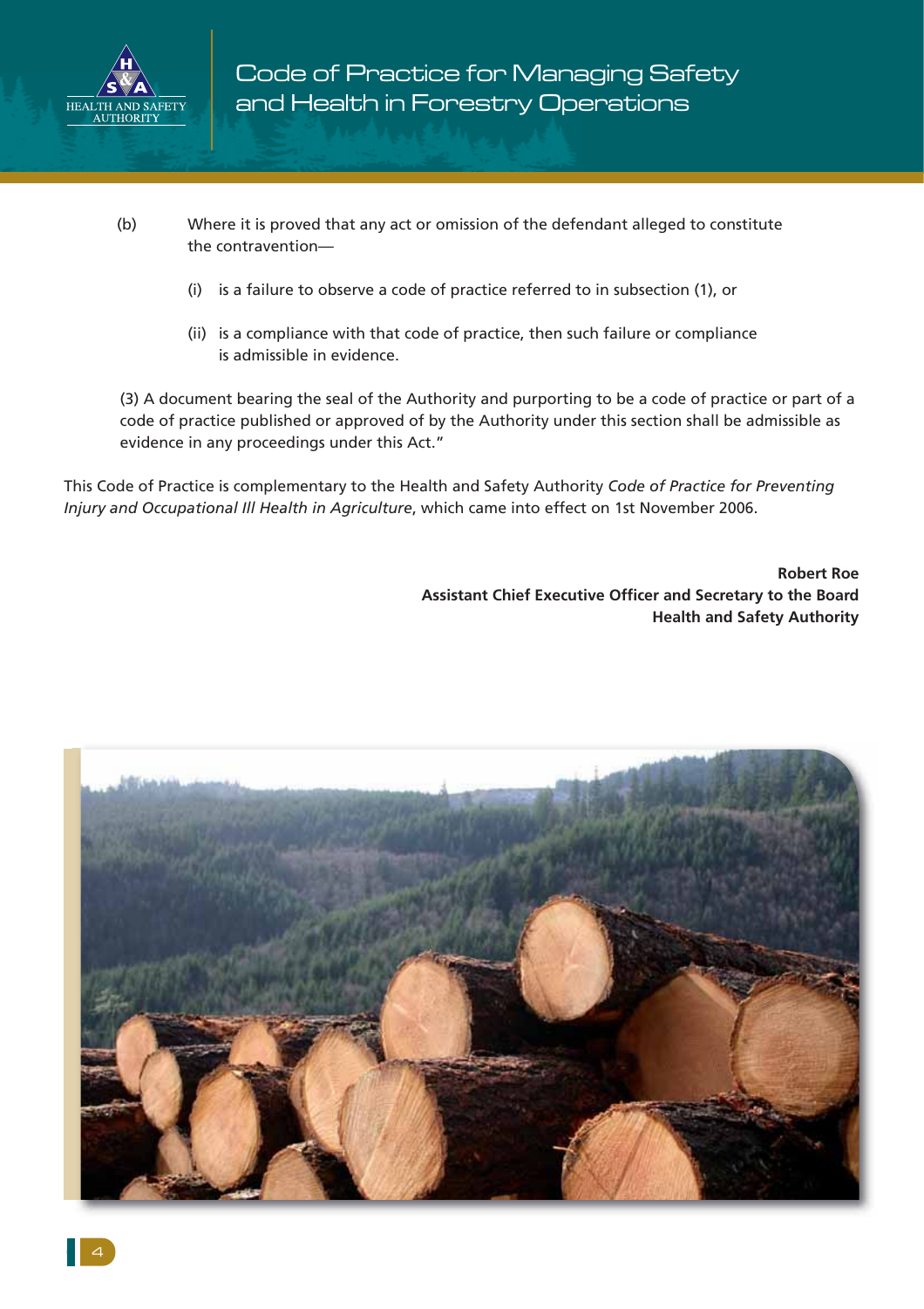(b) Where it is proved that any act or omission of the defendant alleged to constitute the contravention—

(i) is a failure to observe a code of practice referred to in subsection (1), or

(ii) is a compliance with that code of practice, then such failure or compliance is admissible in evidence.

(3) A document bearing the seal of the Authority and purporting to be a code of practice or part of a code of practice published or approved of by the Authority under this section shall be admissible as evidence in any proceedings under this Act."

This Code of Practice is complementary to the Health and Safety Authority *Code of Practice for Preventing Injury and Occupational Ill Health in Agriculture*, which came into effect on 1st November 2006.

**Robert Roe**
**Assistant Chief Executive Officer and Secretary to the Board**
**Health and Safety Authority**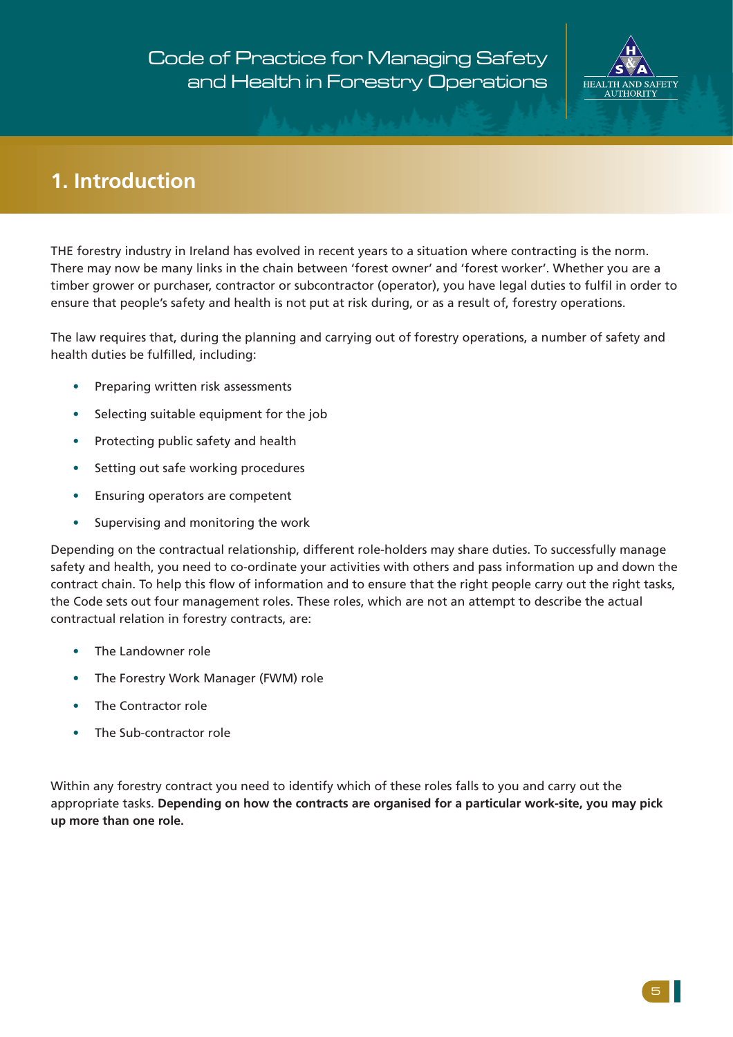# 1. Introduction

THE forestry industry in Ireland has evolved in recent years to a situation where contracting is the norm. There may now be many links in the chain between 'forest owner' and 'forest worker'. Whether you are a timber grower or purchaser, contractor or subcontractor (operator), you have legal duties to fulfil in order to ensure that people's safety and health is not put at risk during, or as a result of, forestry operations.

The law requires that, during the planning and carrying out of forestry operations, a number of safety and health duties be fulfilled, including:

- Preparing written risk assessments
- Selecting suitable equipment for the job
- Protecting public safety and health
- Setting out safe working procedures
- Ensuring operators are competent
- Supervising and monitoring the work

Depending on the contractual relationship, different role-holders may share duties. To successfully manage safety and health, you need to co-ordinate your activities with others and pass information up and down the contract chain. To help this flow of information and to ensure that the right people carry out the right tasks, the Code sets out four management roles. These roles, which are not an attempt to describe the actual contractual relation in forestry contracts, are:

- The Landowner role
- The Forestry Work Manager (FWM) role
- The Contractor role
- The Sub-contractor role

Within any forestry contract you need to identify which of these roles falls to you and carry out the appropriate tasks. **Depending on how the contracts are organised for a particular work-site, you may pick up more than one role.**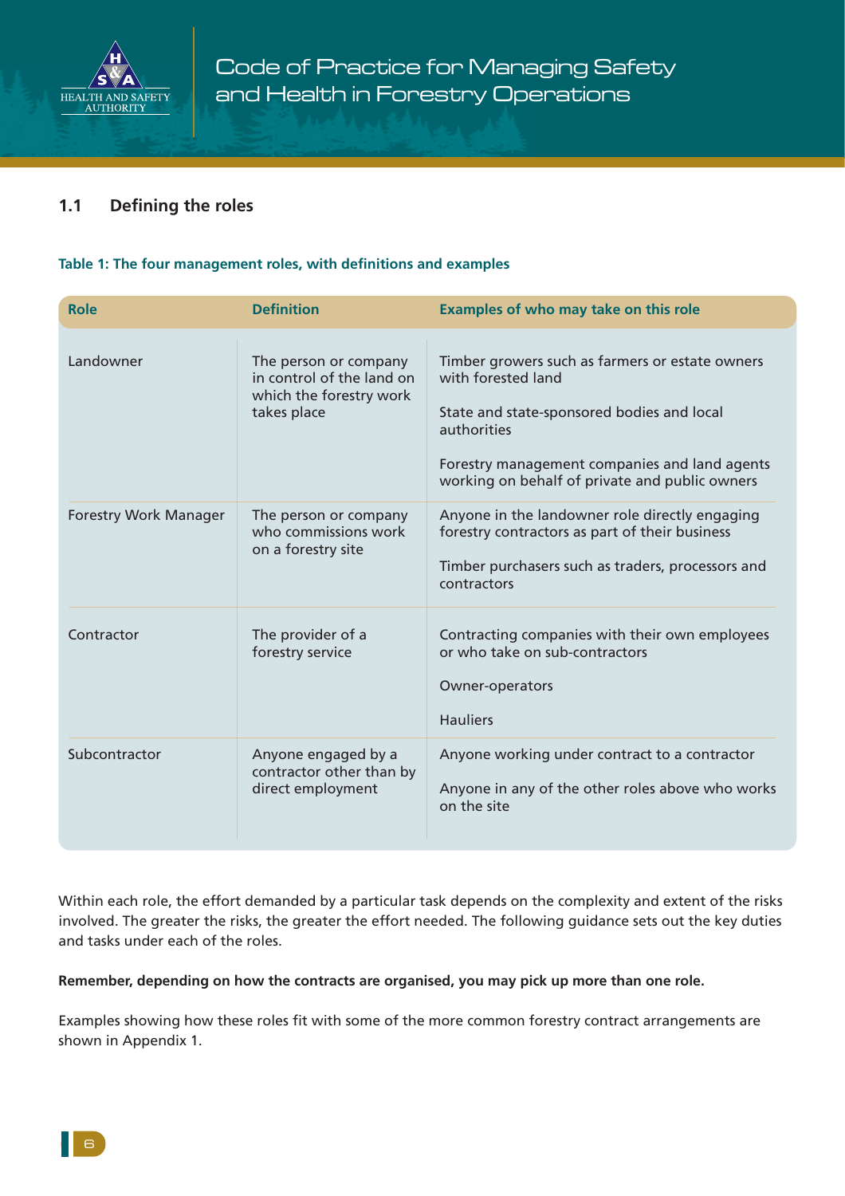## 1.1 Defining the roles

**Table 1: The four management roles, with definitions and examples**

| Role | Definition | Examples of who may take on this role |
|---|---|---|
| Landowner | The person or company in control of the land on which the forestry work takes place | Timber growers such as farmers or estate owners with forested land<br><br>State and state-sponsored bodies and local authorities<br><br>Forestry management companies and land agents working on behalf of private and public owners |
| Forestry Work Manager | The person or company who commissions work on a forestry site | Anyone in the landowner role directly engaging forestry contractors as part of their business<br><br>Timber purchasers such as traders, processors and contractors |
| Contractor | The provider of a forestry service | Contracting companies with their own employees or who take on sub-contractors<br><br>Owner-operators<br><br>Hauliers |
| Subcontractor | Anyone engaged by a contractor other than by direct employment | Anyone working under contract to a contractor<br><br>Anyone in any of the other roles above who works on the site |

Within each role, the effort demanded by a particular task depends on the complexity and extent of the risks involved. The greater the risks, the greater the effort needed. The following guidance sets out the key duties and tasks under each of the roles.

**Remember, depending on how the contracts are organised, you may pick up more than one role.**

Examples showing how these roles fit with some of the more common forestry contract arrangements are shown in Appendix 1.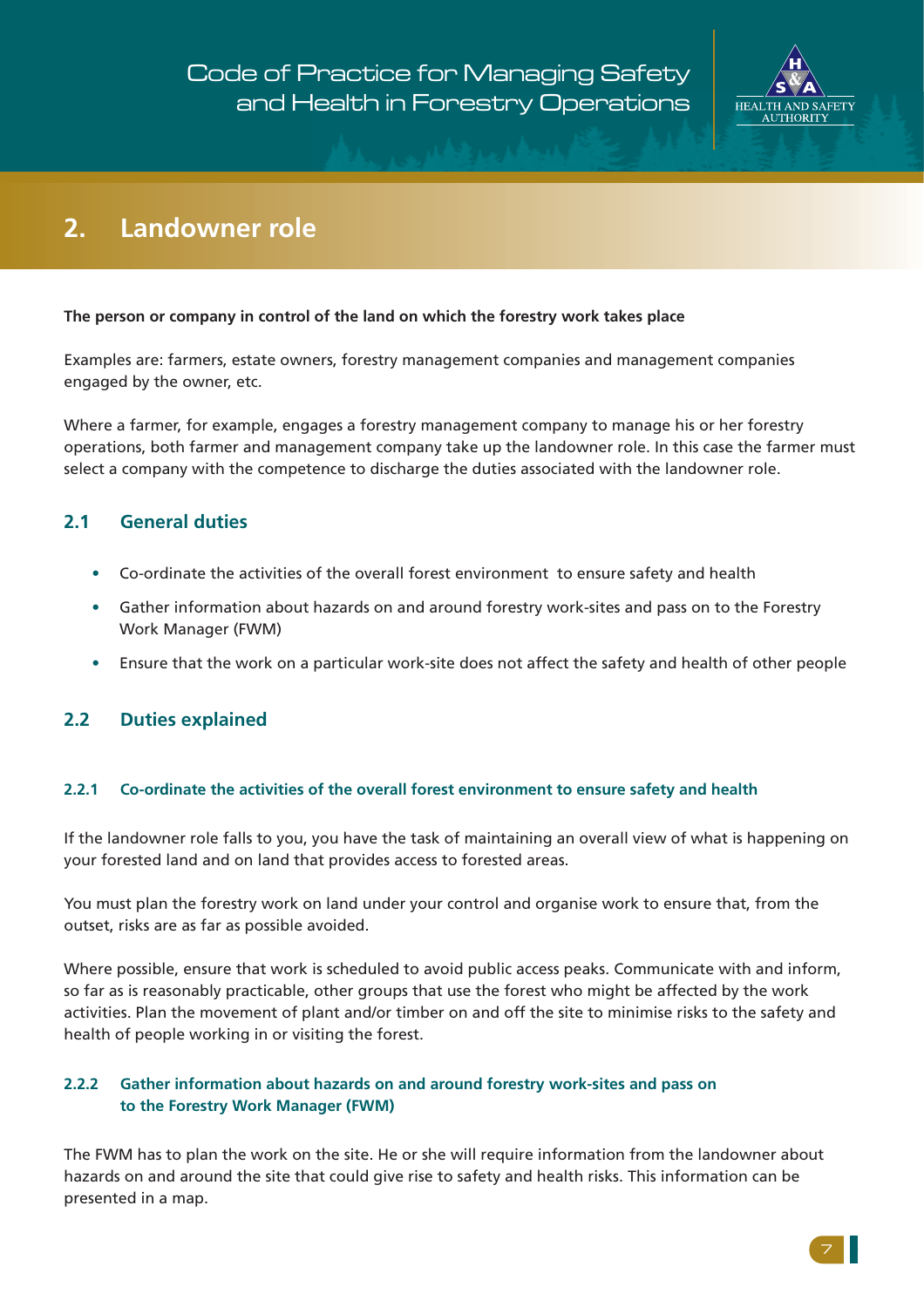## 2. Landowner role

**The person or company in control of the land on which the forestry work takes place**

Examples are: farmers, estate owners, forestry management companies and management companies engaged by the owner, etc.

Where a farmer, for example, engages a forestry management company to manage his or her forestry operations, both farmer and management company take up the landowner role. In this case the farmer must select a company with the competence to discharge the duties associated with the landowner role.

### 2.1 General duties

- Co-ordinate the activities of the overall forest environment to ensure safety and health
- Gather information about hazards on and around forestry work-sites and pass on to the Forestry Work Manager (FWM)
- Ensure that the work on a particular work-site does not affect the safety and health of other people

### 2.2 Duties explained

#### 2.2.1 Co-ordinate the activities of the overall forest environment to ensure safety and health

If the landowner role falls to you, you have the task of maintaining an overall view of what is happening on your forested land and on land that provides access to forested areas.

You must plan the forestry work on land under your control and organise work to ensure that, from the outset, risks are as far as possible avoided.

Where possible, ensure that work is scheduled to avoid public access peaks. Communicate with and inform, so far as is reasonably practicable, other groups that use the forest who might be affected by the work activities. Plan the movement of plant and/or timber on and off the site to minimise risks to the safety and health of people working in or visiting the forest.

#### 2.2.2 Gather information about hazards on and around forestry work-sites and pass on to the Forestry Work Manager (FWM)

The FWM has to plan the work on the site. He or she will require information from the landowner about hazards on and around the site that could give rise to safety and health risks. This information can be presented in a map.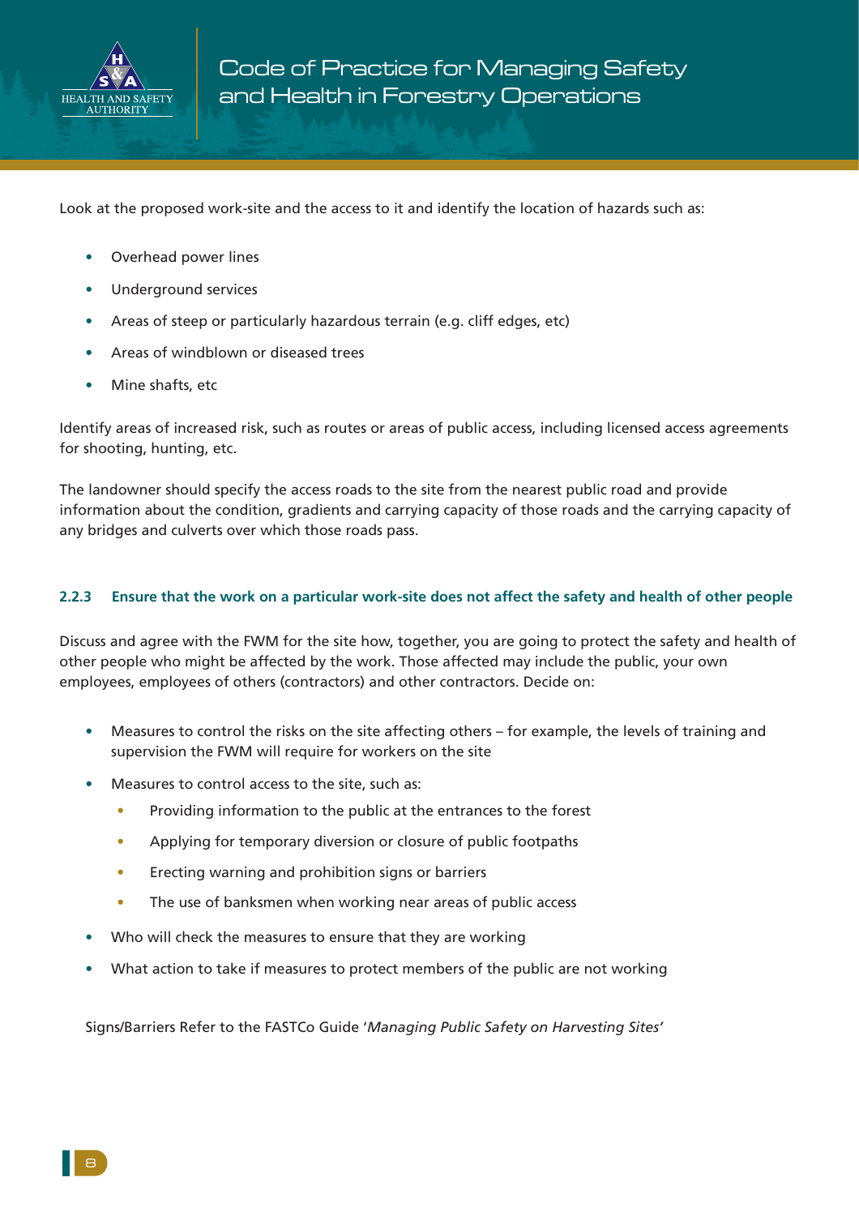Look at the proposed work-site and the access to it and identify the location of hazards such as:

- Overhead power lines
- Underground services
- Areas of steep or particularly hazardous terrain (e.g. cliff edges, etc)
- Areas of windblown or diseased trees
- Mine shafts, etc

Identify areas of increased risk, such as routes or areas of public access, including licensed access agreements for shooting, hunting, etc.

The landowner should specify the access roads to the site from the nearest public road and provide information about the condition, gradients and carrying capacity of those roads and the carrying capacity of any bridges and culverts over which those roads pass.

### 2.2.3 Ensure that the work on a particular work-site does not affect the safety and health of other people

Discuss and agree with the FWM for the site how, together, you are going to protect the safety and health of other people who might be affected by the work. Those affected may include the public, your own employees, employees of others (contractors) and other contractors. Decide on:

- Measures to control the risks on the site affecting others – for example, the levels of training and supervision the FWM will require for workers on the site
- Measures to control access to the site, such as:
  - Providing information to the public at the entrances to the forest
  - Applying for temporary diversion or closure of public footpaths
  - Erecting warning and prohibition signs or barriers
  - The use of banksmen when working near areas of public access
- Who will check the measures to ensure that they are working
- What action to take if measures to protect members of the public are not working

Signs/Barriers Refer to the FASTCo Guide '*Managing Public Safety on Harvesting Sites*'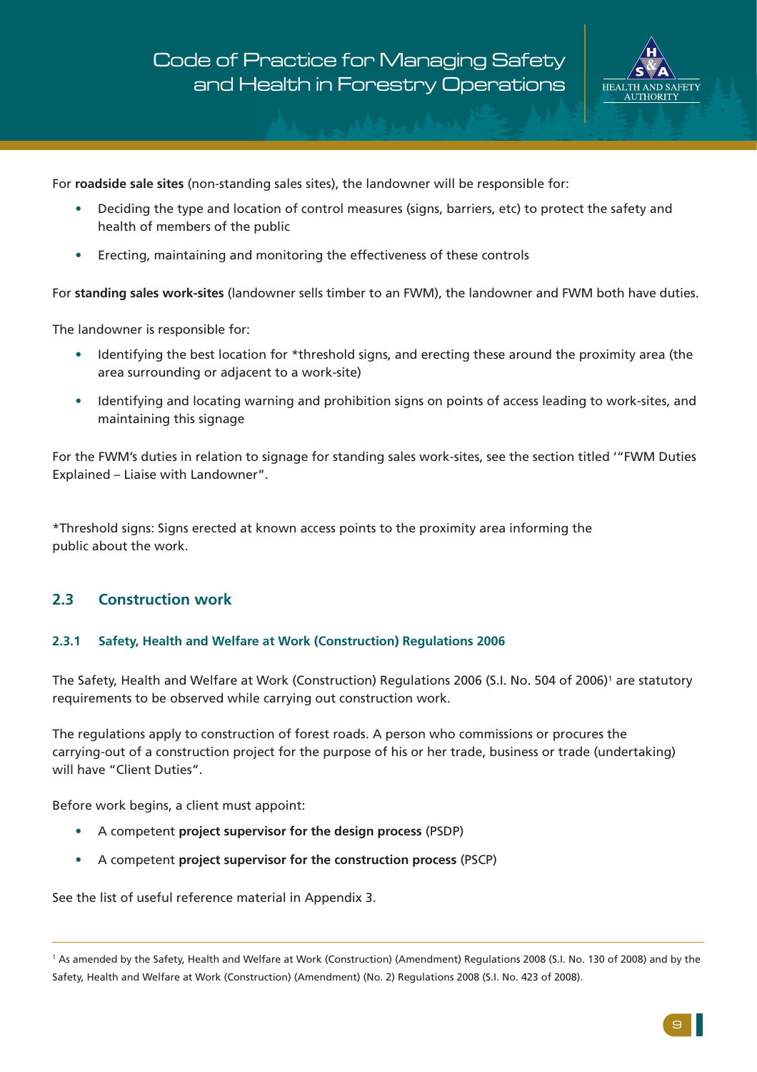For **roadside sale sites** (non-standing sales sites), the landowner will be responsible for:

- Deciding the type and location of control measures (signs, barriers, etc) to protect the safety and health of members of the public
- Erecting, maintaining and monitoring the effectiveness of these controls

For **standing sales work-sites** (landowner sells timber to an FWM), the landowner and FWM both have duties.

The landowner is responsible for:

- Identifying the best location for *threshold signs, and erecting these around the proximity area (the area surrounding or adjacent to a work-site)
- Identifying and locating warning and prohibition signs on points of access leading to work-sites, and maintaining this signage

For the FWM's duties in relation to signage for standing sales work-sites, see the section titled '"FWM Duties Explained – Liaise with Landowner".

*Threshold signs: Signs erected at known access points to the proximity area informing the public about the work.

## 2.3 Construction work

### 2.3.1 Safety, Health and Welfare at Work (Construction) Regulations 2006

The Safety, Health and Welfare at Work (Construction) Regulations 2006 (S.I. No. 504 of 2006)[1] are statutory requirements to be observed while carrying out construction work.

The regulations apply to construction of forest roads. A person who commissions or procures the carrying-out of a construction project for the purpose of his or her trade, business or trade (undertaking) will have "Client Duties".

Before work begins, a client must appoint:

- A competent **project supervisor for the design process** (PSDP)
- A competent **project supervisor for the construction process** (PSCP)

See the list of useful reference material in Appendix 3.

[1] As amended by the Safety, Health and Welfare at Work (Construction) (Amendment) Regulations 2008 (S.I. No. 130 of 2008) and by the Safety, Health and Welfare at Work (Construction) (Amendment) (No. 2) Regulations 2008 (S.I. No. 423 of 2008).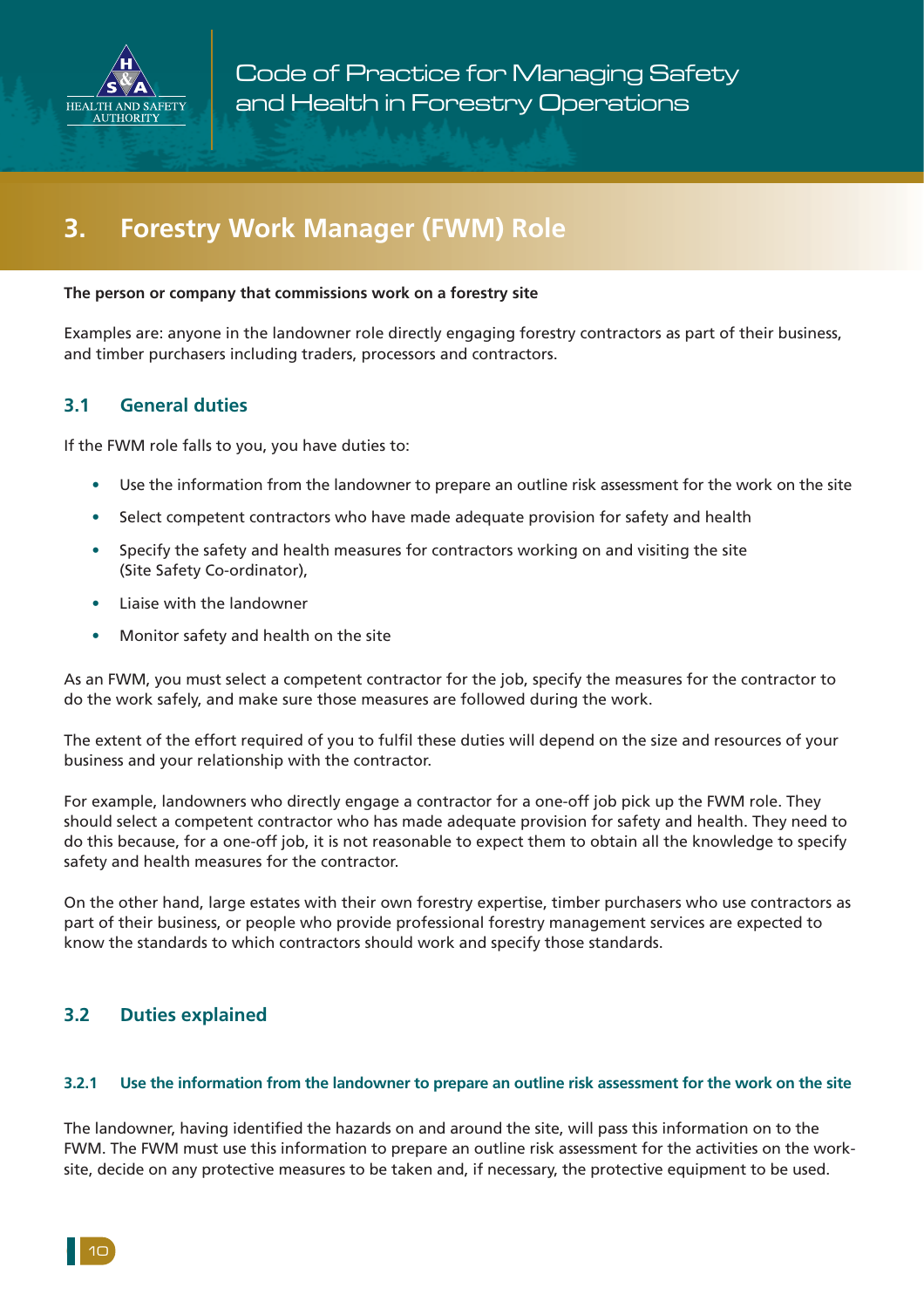# 3. Forestry Work Manager (FWM) Role

**The person or company that commissions work on a forestry site**

Examples are: anyone in the landowner role directly engaging forestry contractors as part of their business, and timber purchasers including traders, processors and contractors.

## 3.1 General duties

If the FWM role falls to you, you have duties to:

- Use the information from the landowner to prepare an outline risk assessment for the work on the site
- Select competent contractors who have made adequate provision for safety and health
- Specify the safety and health measures for contractors working on and visiting the site (Site Safety Co-ordinator),
- Liaise with the landowner
- Monitor safety and health on the site

As an FWM, you must select a competent contractor for the job, specify the measures for the contractor to do the work safely, and make sure those measures are followed during the work.

The extent of the effort required of you to fulfil these duties will depend on the size and resources of your business and your relationship with the contractor.

For example, landowners who directly engage a contractor for a one-off job pick up the FWM role. They should select a competent contractor who has made adequate provision for safety and health. They need to do this because, for a one-off job, it is not reasonable to expect them to obtain all the knowledge to specify safety and health measures for the contractor.

On the other hand, large estates with their own forestry expertise, timber purchasers who use contractors as part of their business, or people who provide professional forestry management services are expected to know the standards to which contractors should work and specify those standards.

## 3.2 Duties explained

### 3.2.1 Use the information from the landowner to prepare an outline risk assessment for the work on the site

The landowner, having identified the hazards on and around the site, will pass this information on to the FWM. The FWM must use this information to prepare an outline risk assessment for the activities on the work-site, decide on any protective measures to be taken and, if necessary, the protective equipment to be used.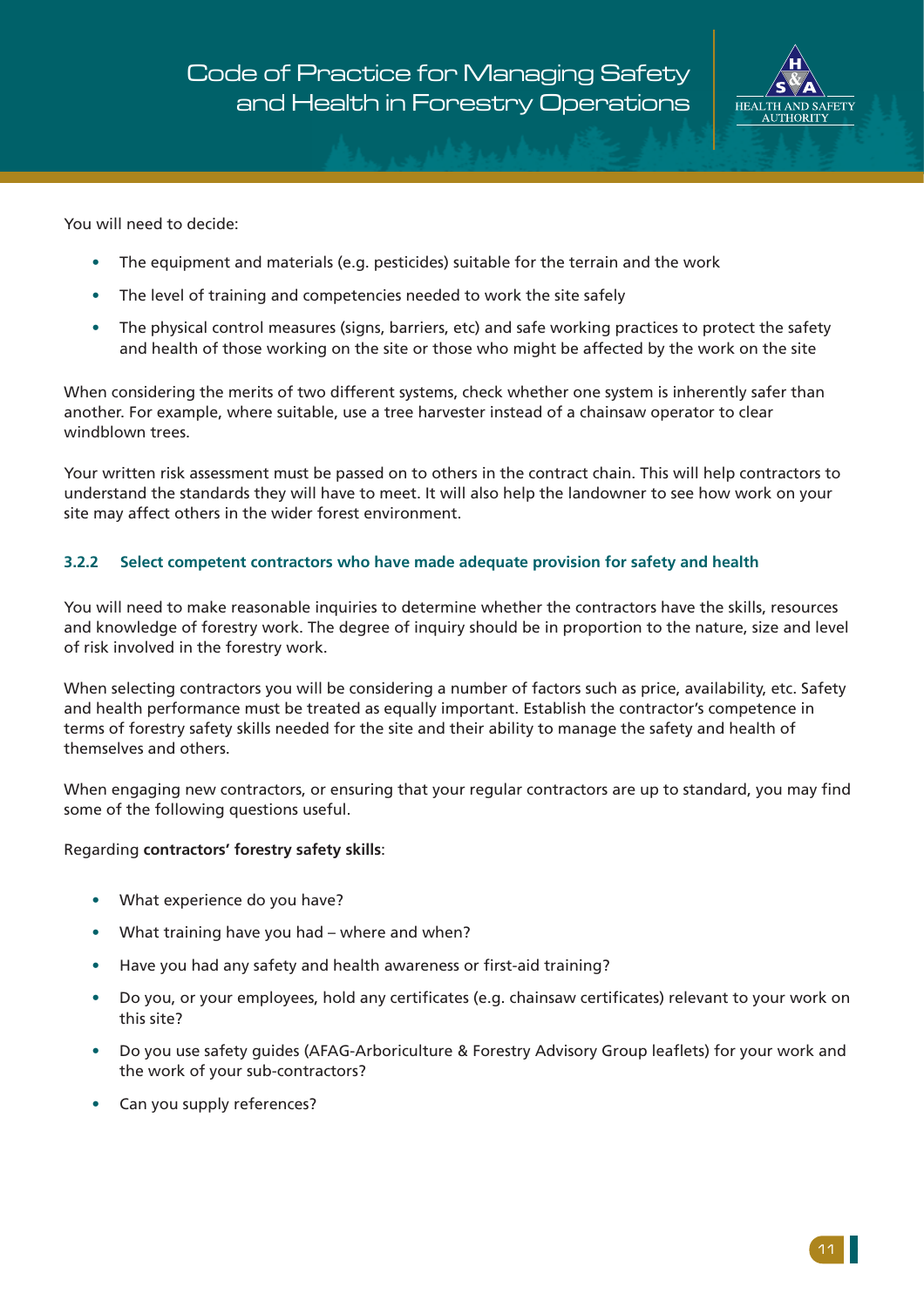You will need to decide:

- The equipment and materials (e.g. pesticides) suitable for the terrain and the work
- The level of training and competencies needed to work the site safely
- The physical control measures (signs, barriers, etc) and safe working practices to protect the safety and health of those working on the site or those who might be affected by the work on the site

When considering the merits of two different systems, check whether one system is inherently safer than another. For example, where suitable, use a tree harvester instead of a chainsaw operator to clear windblown trees.

Your written risk assessment must be passed on to others in the contract chain. This will help contractors to understand the standards they will have to meet. It will also help the landowner to see how work on your site may affect others in the wider forest environment.

### 3.2.2 Select competent contractors who have made adequate provision for safety and health

You will need to make reasonable inquiries to determine whether the contractors have the skills, resources and knowledge of forestry work. The degree of inquiry should be in proportion to the nature, size and level of risk involved in the forestry work.

When selecting contractors you will be considering a number of factors such as price, availability, etc. Safety and health performance must be treated as equally important. Establish the contractor's competence in terms of forestry safety skills needed for the site and their ability to manage the safety and health of themselves and others.

When engaging new contractors, or ensuring that your regular contractors are up to standard, you may find some of the following questions useful.

Regarding **contractors' forestry safety skills**:

- What experience do you have?
- What training have you had – where and when?
- Have you had any safety and health awareness or first-aid training?
- Do you, or your employees, hold any certificates (e.g. chainsaw certificates) relevant to your work on this site?
- Do you use safety guides (AFAG-Arboriculture & Forestry Advisory Group leaflets) for your work and the work of your sub-contractors?
- Can you supply references?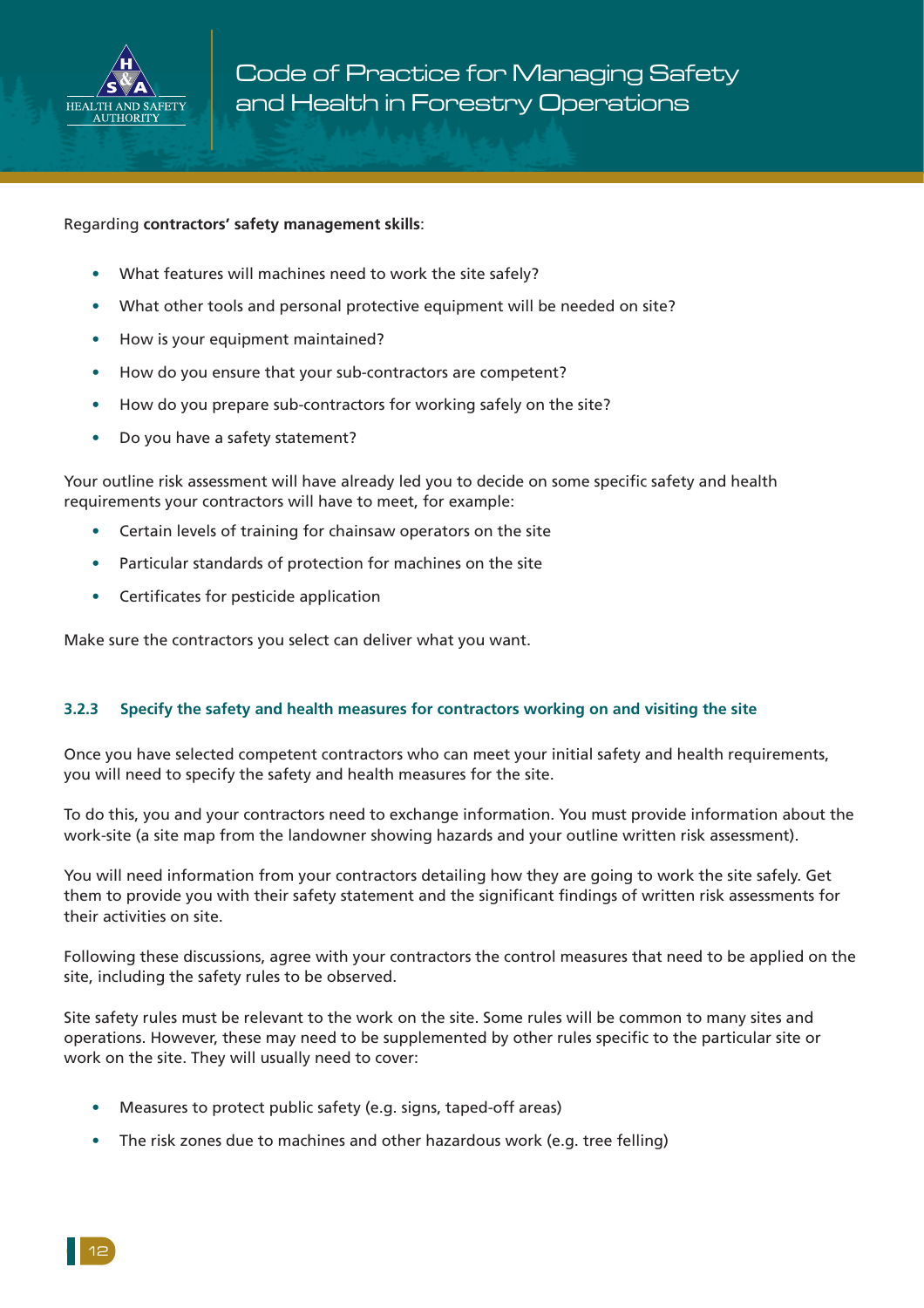Regarding **contractors' safety management skills**:

- What features will machines need to work the site safely?
- What other tools and personal protective equipment will be needed on site?
- How is your equipment maintained?
- How do you ensure that your sub-contractors are competent?
- How do you prepare sub-contractors for working safely on the site?
- Do you have a safety statement?

Your outline risk assessment will have already led you to decide on some specific safety and health requirements your contractors will have to meet, for example:

- Certain levels of training for chainsaw operators on the site
- Particular standards of protection for machines on the site
- Certificates for pesticide application

Make sure the contractors you select can deliver what you want.

### 3.2.3 Specify the safety and health measures for contractors working on and visiting the site

Once you have selected competent contractors who can meet your initial safety and health requirements, you will need to specify the safety and health measures for the site.

To do this, you and your contractors need to exchange information. You must provide information about the work-site (a site map from the landowner showing hazards and your outline written risk assessment).

You will need information from your contractors detailing how they are going to work the site safely. Get them to provide you with their safety statement and the significant findings of written risk assessments for their activities on site.

Following these discussions, agree with your contractors the control measures that need to be applied on the site, including the safety rules to be observed.

Site safety rules must be relevant to the work on the site. Some rules will be common to many sites and operations. However, these may need to be supplemented by other rules specific to the particular site or work on the site. They will usually need to cover:

- Measures to protect public safety (e.g. signs, taped-off areas)
- The risk zones due to machines and other hazardous work (e.g. tree felling)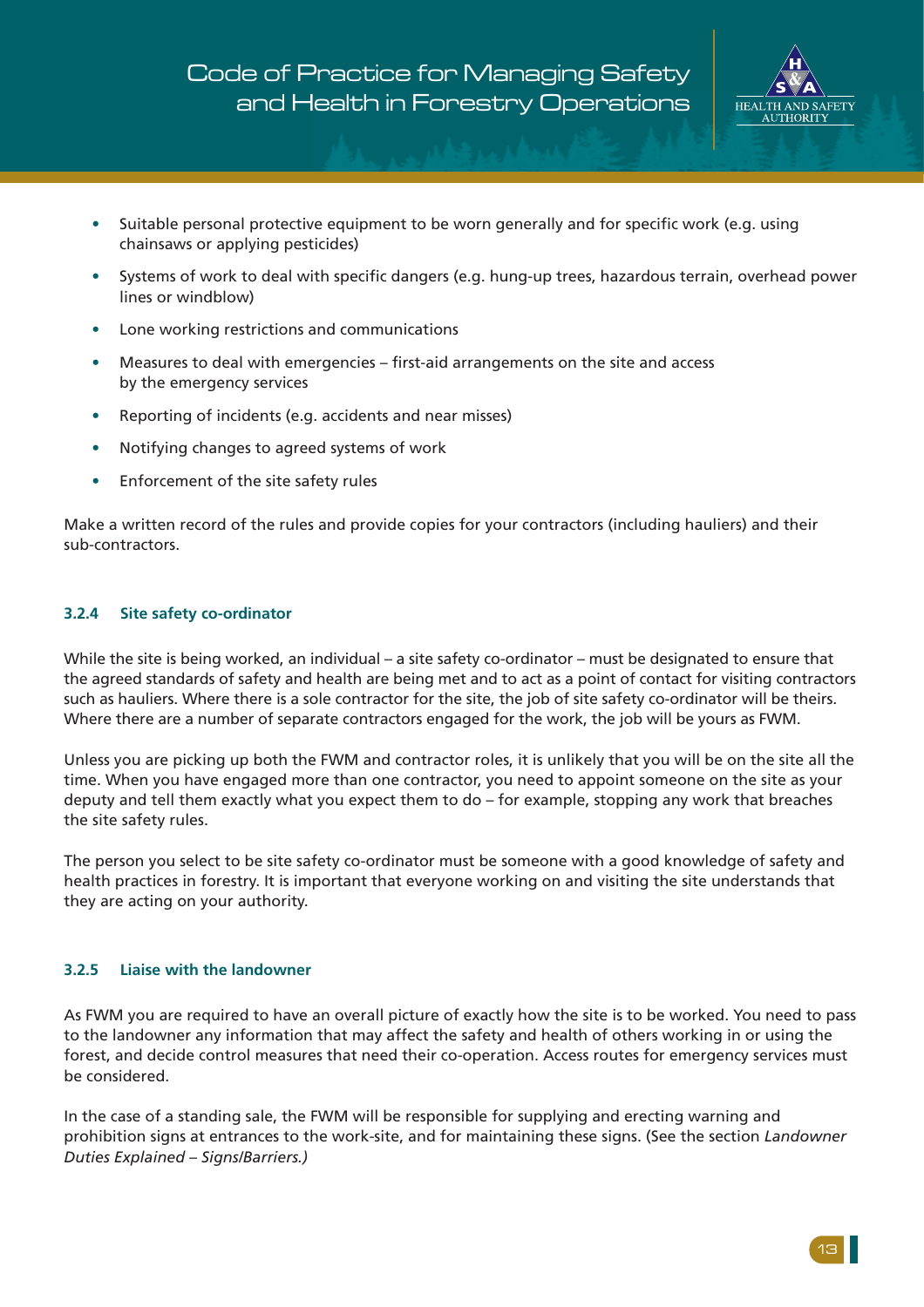- Suitable personal protective equipment to be worn generally and for specific work (e.g. using chainsaws or applying pesticides)
- Systems of work to deal with specific dangers (e.g. hung-up trees, hazardous terrain, overhead power lines or windblow)
- Lone working restrictions and communications
- Measures to deal with emergencies – first-aid arrangements on the site and access by the emergency services
- Reporting of incidents (e.g. accidents and near misses)
- Notifying changes to agreed systems of work
- Enforcement of the site safety rules

Make a written record of the rules and provide copies for your contractors (including hauliers) and their sub-contractors.

### 3.2.4 Site safety co-ordinator

While the site is being worked, an individual – a site safety co-ordinator – must be designated to ensure that the agreed standards of safety and health are being met and to act as a point of contact for visiting contractors such as hauliers. Where there is a sole contractor for the site, the job of site safety co-ordinator will be theirs. Where there are a number of separate contractors engaged for the work, the job will be yours as FWM.

Unless you are picking up both the FWM and contractor roles, it is unlikely that you will be on the site all the time. When you have engaged more than one contractor, you need to appoint someone on the site as your deputy and tell them exactly what you expect them to do – for example, stopping any work that breaches the site safety rules.

The person you select to be site safety co-ordinator must be someone with a good knowledge of safety and health practices in forestry. It is important that everyone working on and visiting the site understands that they are acting on your authority.

### 3.2.5 Liaise with the landowner

As FWM you are required to have an overall picture of exactly how the site is to be worked. You need to pass to the landowner any information that may affect the safety and health of others working in or using the forest, and decide control measures that need their co-operation. Access routes for emergency services must be considered.

In the case of a standing sale, the FWM will be responsible for supplying and erecting warning and prohibition signs at entrances to the work-site, and for maintaining these signs. (See the section *Landowner Duties Explained – Signs/Barriers.)*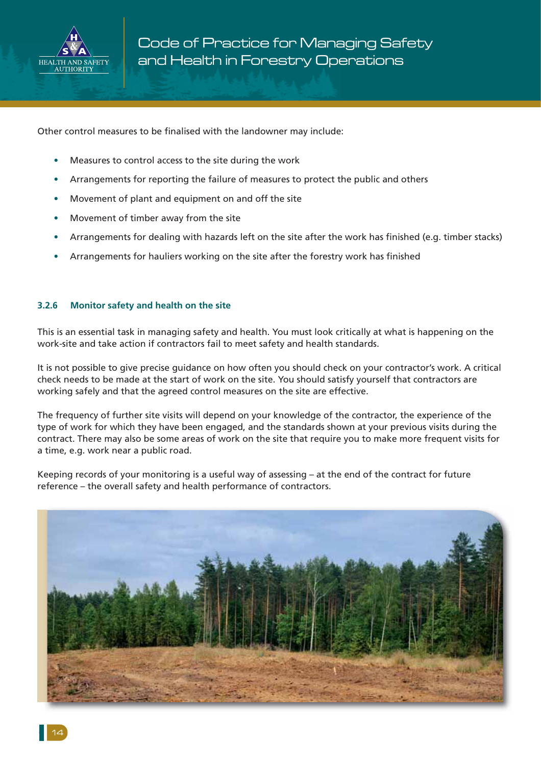Other control measures to be finalised with the landowner may include:

- Measures to control access to the site during the work
- Arrangements for reporting the failure of measures to protect the public and others
- Movement of plant and equipment on and off the site
- Movement of timber away from the site
- Arrangements for dealing with hazards left on the site after the work has finished (e.g. timber stacks)
- Arrangements for hauliers working on the site after the forestry work has finished

### 3.2.6 Monitor safety and health on the site

This is an essential task in managing safety and health. You must look critically at what is happening on the work-site and take action if contractors fail to meet safety and health standards.

It is not possible to give precise guidance on how often you should check on your contractor's work. A critical check needs to be made at the start of work on the site. You should satisfy yourself that contractors are working safely and that the agreed control measures on the site are effective.

The frequency of further site visits will depend on your knowledge of the contractor, the experience of the type of work for which they have been engaged, and the standards shown at your previous visits during the contract. There may also be some areas of work on the site that require you to make more frequent visits for a time, e.g. work near a public road.

Keeping records of your monitoring is a useful way of assessing – at the end of the contract for future reference – the overall safety and health performance of contractors.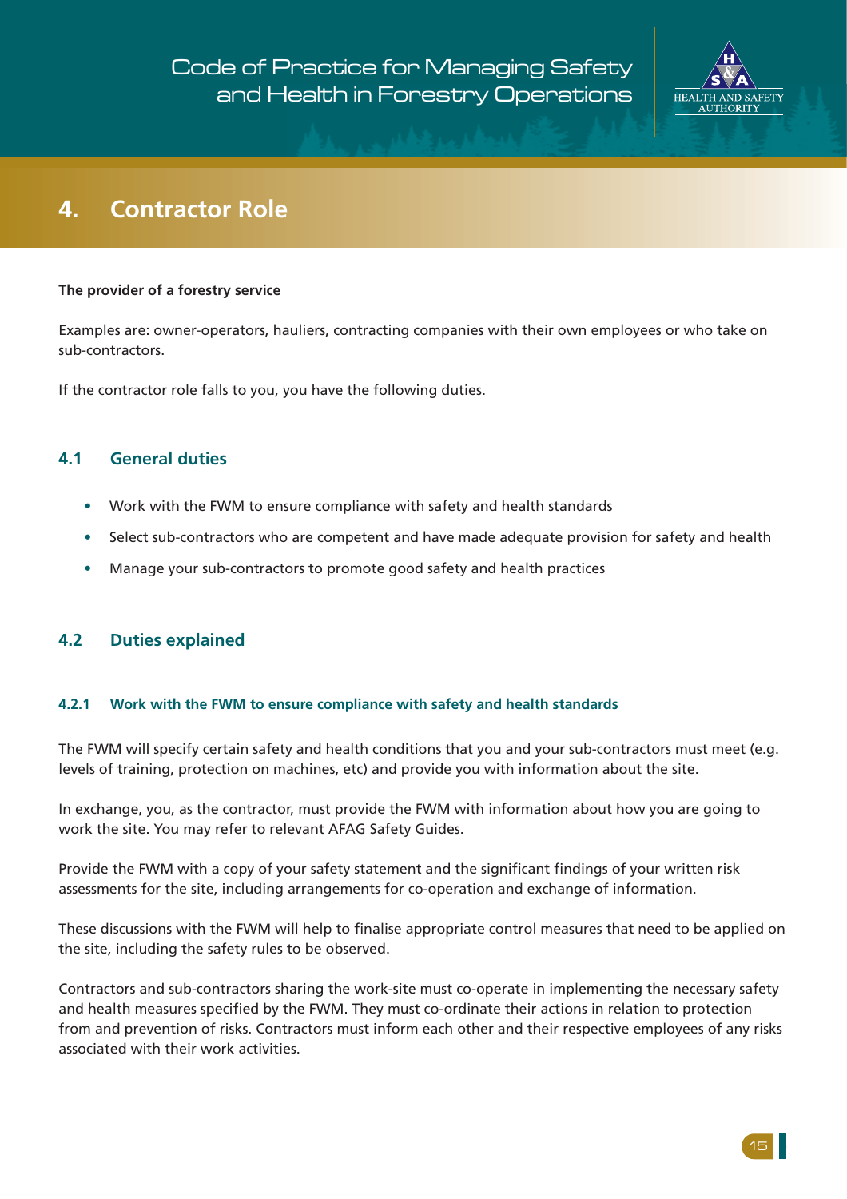# 4. Contractor Role

**The provider of a forestry service**

Examples are: owner-operators, hauliers, contracting companies with their own employees or who take on sub-contractors.

If the contractor role falls to you, you have the following duties.

## 4.1 General duties

- Work with the FWM to ensure compliance with safety and health standards
- Select sub-contractors who are competent and have made adequate provision for safety and health
- Manage your sub-contractors to promote good safety and health practices

## 4.2 Duties explained

### 4.2.1 Work with the FWM to ensure compliance with safety and health standards

The FWM will specify certain safety and health conditions that you and your sub-contractors must meet (e.g. levels of training, protection on machines, etc) and provide you with information about the site.

In exchange, you, as the contractor, must provide the FWM with information about how you are going to work the site. You may refer to relevant AFAG Safety Guides.

Provide the FWM with a copy of your safety statement and the significant findings of your written risk assessments for the site, including arrangements for co-operation and exchange of information.

These discussions with the FWM will help to finalise appropriate control measures that need to be applied on the site, including the safety rules to be observed.

Contractors and sub-contractors sharing the work-site must co-operate in implementing the necessary safety and health measures specified by the FWM. They must co-ordinate their actions in relation to protection from and prevention of risks. Contractors must inform each other and their respective employees of any risks associated with their work activities.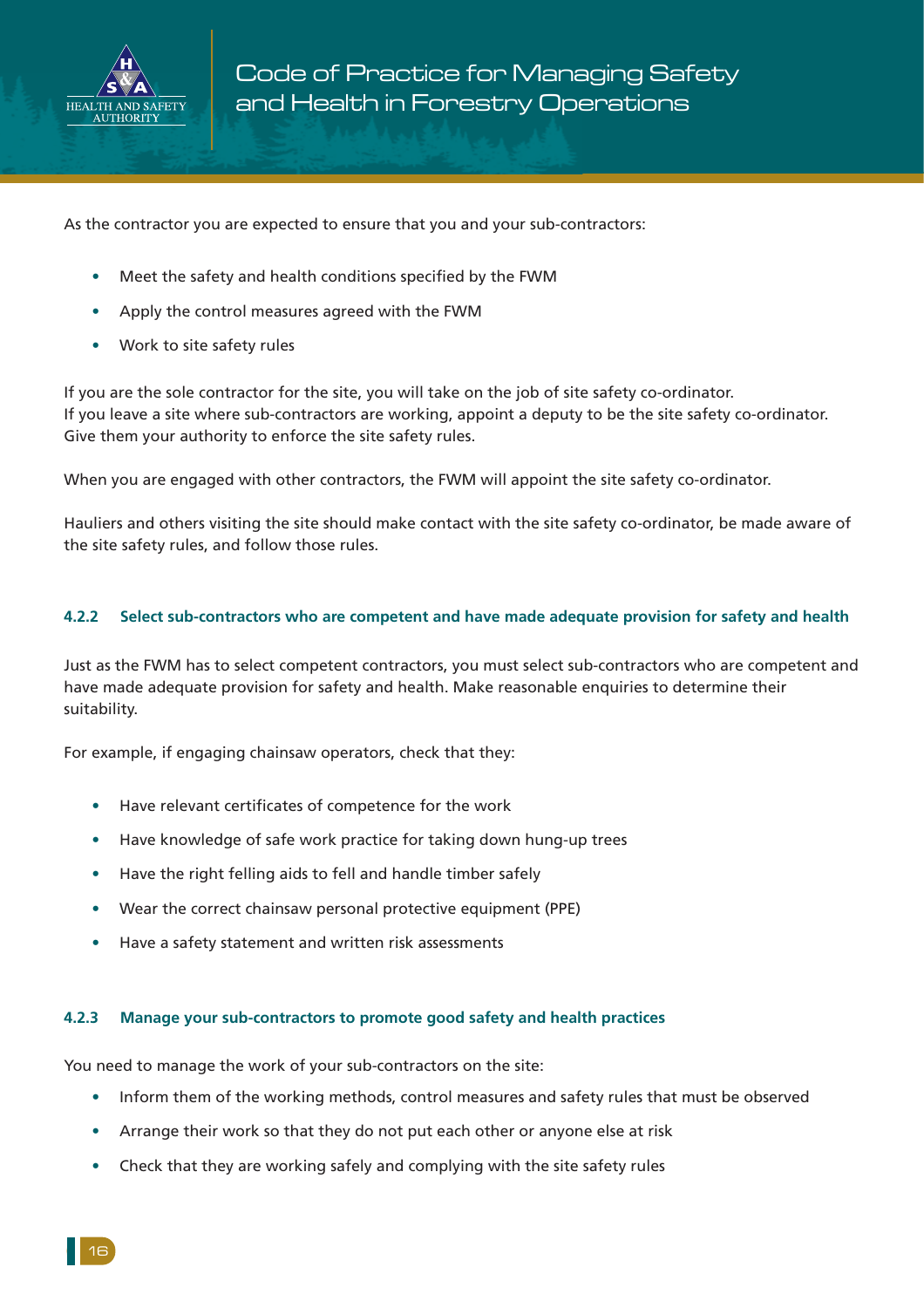As the contractor you are expected to ensure that you and your sub-contractors:

- Meet the safety and health conditions specified by the FWM
- Apply the control measures agreed with the FWM
- Work to site safety rules

If you are the sole contractor for the site, you will take on the job of site safety co-ordinator.
If you leave a site where sub-contractors are working, appoint a deputy to be the site safety co-ordinator. Give them your authority to enforce the site safety rules.

When you are engaged with other contractors, the FWM will appoint the site safety co-ordinator.

Hauliers and others visiting the site should make contact with the site safety co-ordinator, be made aware of the site safety rules, and follow those rules.

#### 4.2.2 Select sub-contractors who are competent and have made adequate provision for safety and health

Just as the FWM has to select competent contractors, you must select sub-contractors who are competent and have made adequate provision for safety and health. Make reasonable enquiries to determine their suitability.

For example, if engaging chainsaw operators, check that they:

- Have relevant certificates of competence for the work
- Have knowledge of safe work practice for taking down hung-up trees
- Have the right felling aids to fell and handle timber safely
- Wear the correct chainsaw personal protective equipment (PPE)
- Have a safety statement and written risk assessments

#### 4.2.3 Manage your sub-contractors to promote good safety and health practices

You need to manage the work of your sub-contractors on the site:

- Inform them of the working methods, control measures and safety rules that must be observed
- Arrange their work so that they do not put each other or anyone else at risk
- Check that they are working safely and complying with the site safety rules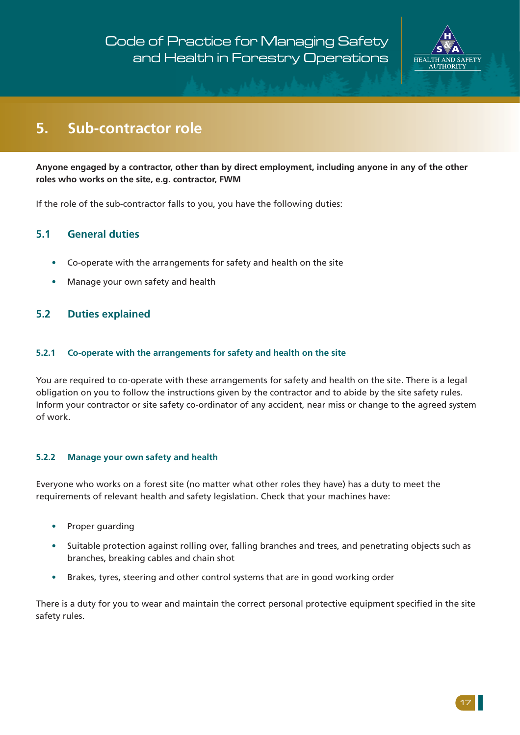# 5. Sub-contractor role

**Anyone engaged by a contractor, other than by direct employment, including anyone in any of the other roles who works on the site, e.g. contractor, FWM**

If the role of the sub-contractor falls to you, you have the following duties:

## 5.1 General duties

- Co-operate with the arrangements for safety and health on the site
- Manage your own safety and health

## 5.2 Duties explained

### 5.2.1 Co-operate with the arrangements for safety and health on the site

You are required to co-operate with these arrangements for safety and health on the site. There is a legal obligation on you to follow the instructions given by the contractor and to abide by the site safety rules. Inform your contractor or site safety co-ordinator of any accident, near miss or change to the agreed system of work.

### 5.2.2 Manage your own safety and health

Everyone who works on a forest site (no matter what other roles they have) has a duty to meet the requirements of relevant health and safety legislation. Check that your machines have:

- Proper guarding
- Suitable protection against rolling over, falling branches and trees, and penetrating objects such as branches, breaking cables and chain shot
- Brakes, tyres, steering and other control systems that are in good working order

There is a duty for you to wear and maintain the correct personal protective equipment specified in the site safety rules.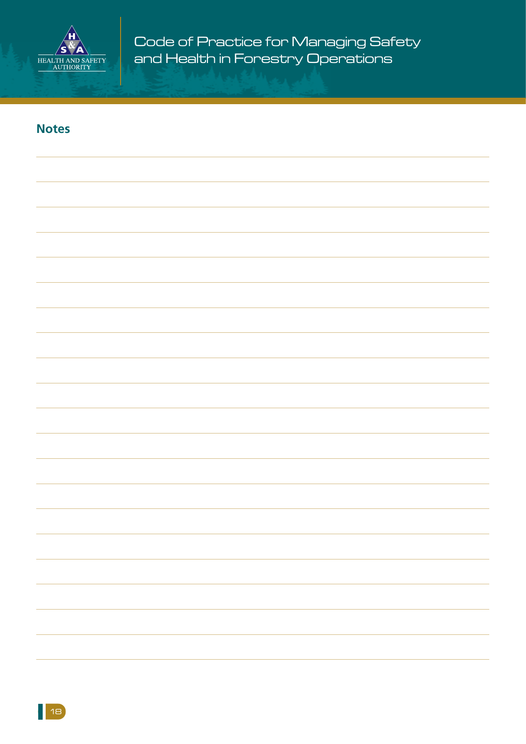## Notes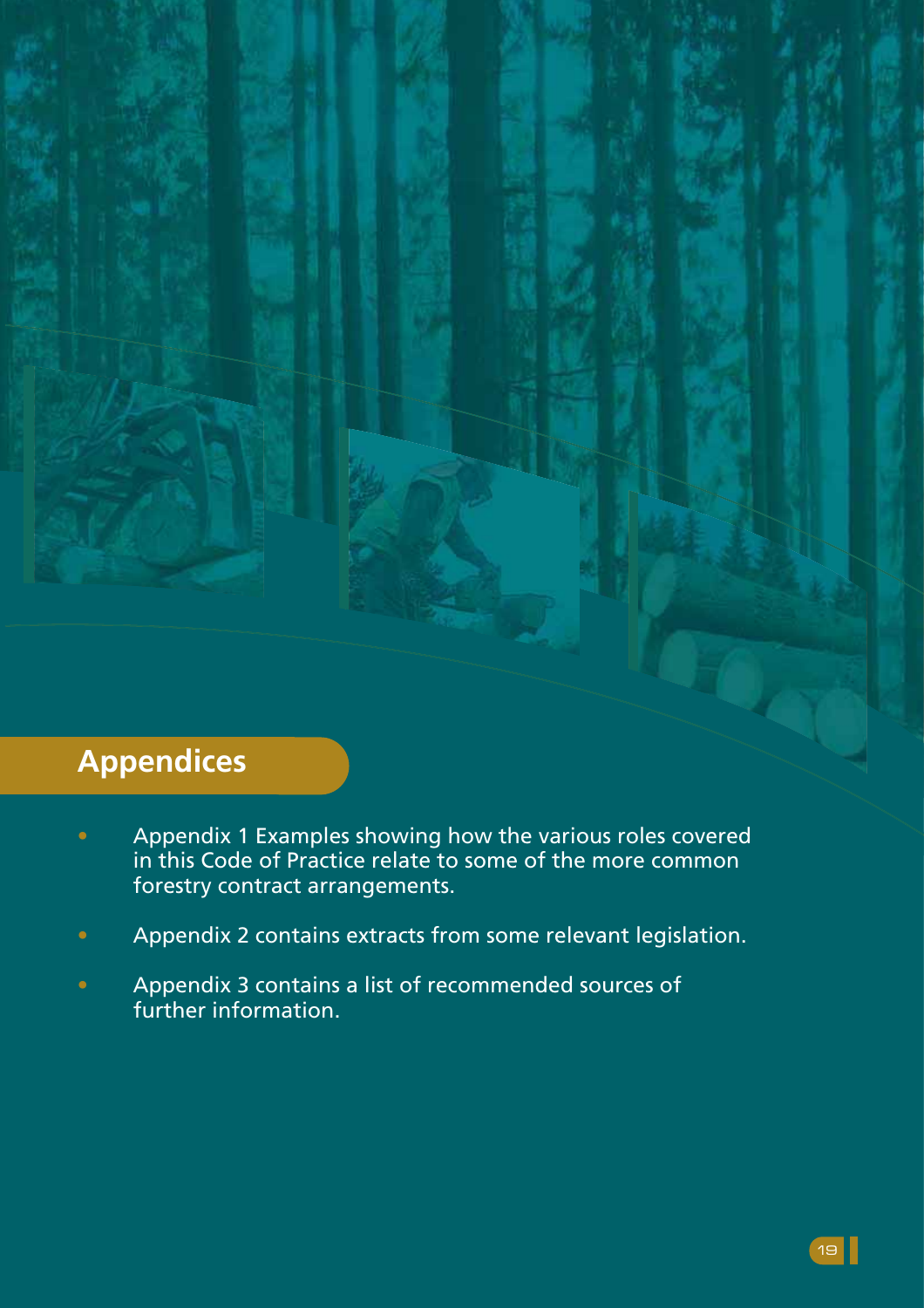# Appendices

- Appendix 1 Examples showing how the various roles covered in this Code of Practice relate to some of the more common forestry contract arrangements.
- Appendix 2 contains extracts from some relevant legislation.
- Appendix 3 contains a list of recommended sources of further information.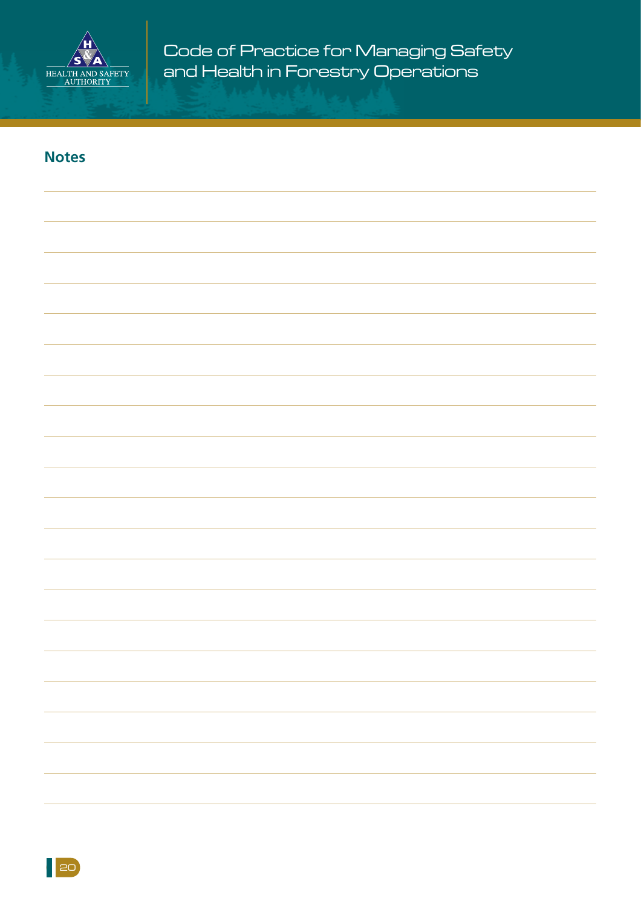## Notes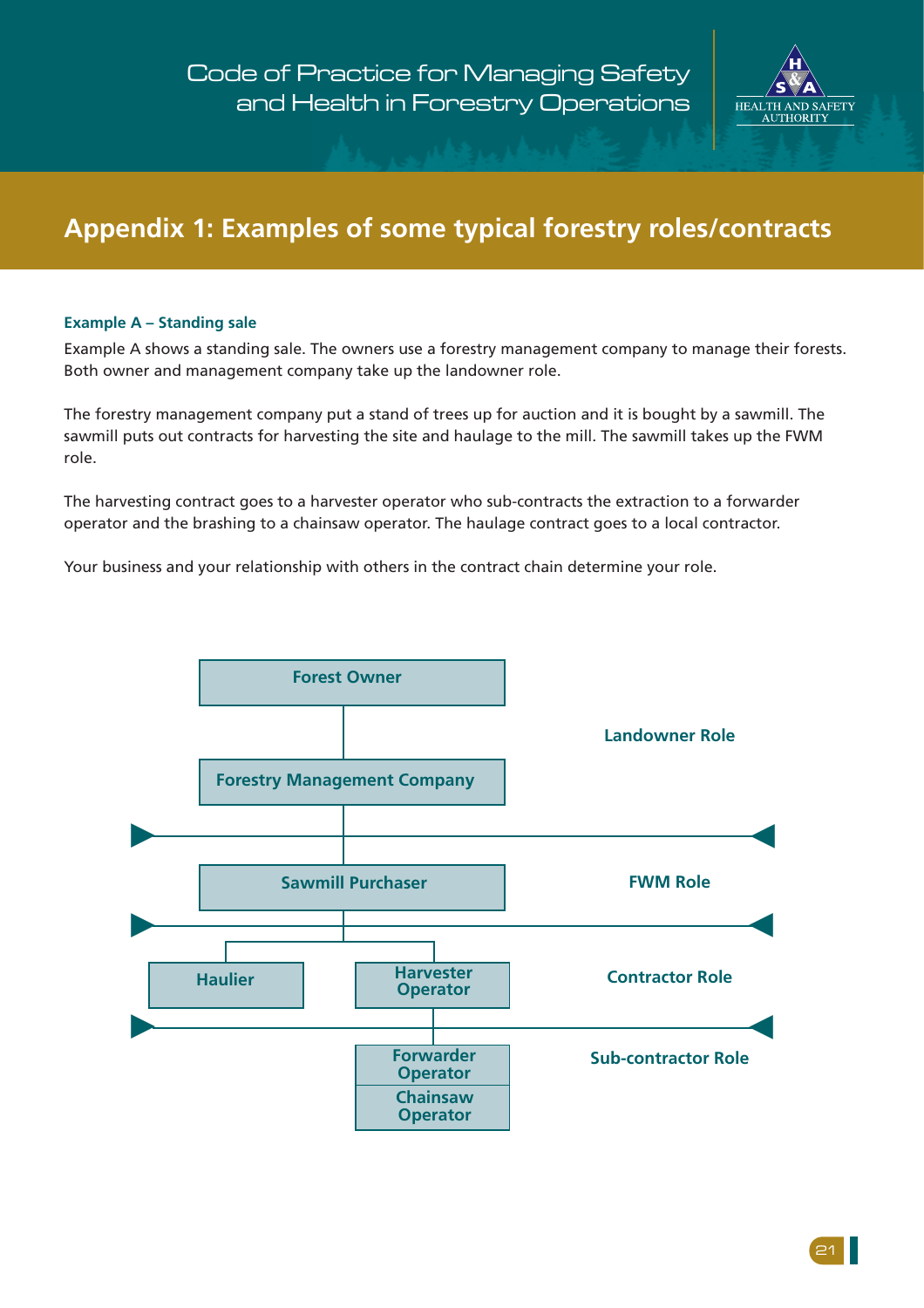## Appendix 1: Examples of some typical forestry roles/contracts

**Example A – Standing sale**

Example A shows a standing sale. The owners use a forestry management company to manage their forests. Both owner and management company take up the landowner role.

The forestry management company put a stand of trees up for auction and it is bought by a sawmill. The sawmill puts out contracts for harvesting the site and haulage to the mill. The sawmill takes up the FWM role.

The harvesting contract goes to a harvester operator who sub-contracts the extraction to a forwarder operator and the brashing to a chainsaw operator. The haulage contract goes to a local contractor.

Your business and your relationship with others in the contract chain determine your role.

Forest Owner

Forestry Management Company

Landowner Role

Sawmill Purchaser

FWM Role

Haulier

Harvester Operator

Contractor Role

Forwarder Operator

Chainsaw Operator

Sub-contractor Role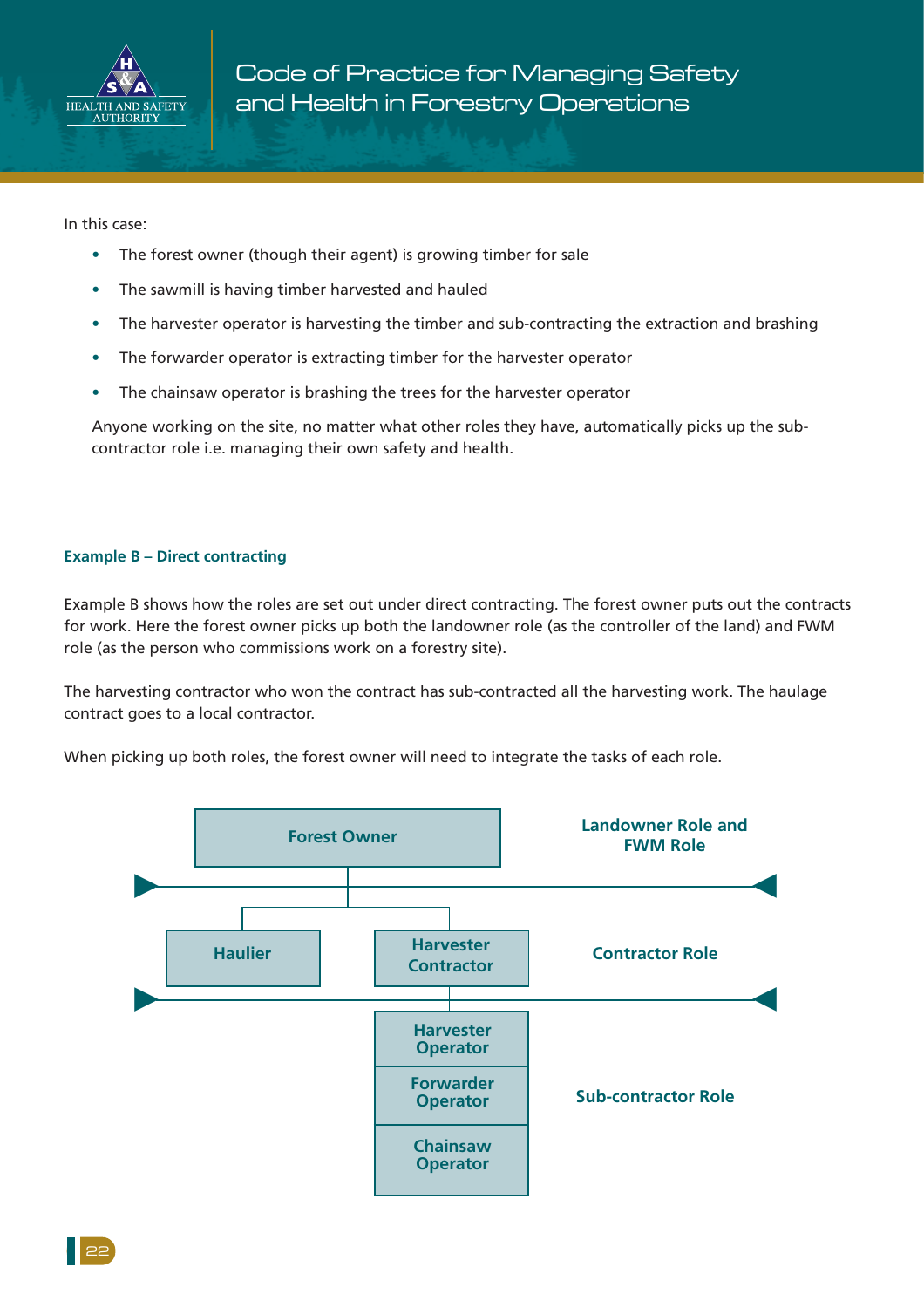In this case:

- The forest owner (though their agent) is growing timber for sale
- The sawmill is having timber harvested and hauled
- The harvester operator is harvesting the timber and sub-contracting the extraction and brashing
- The forwarder operator is extracting timber for the harvester operator
- The chainsaw operator is brashing the trees for the harvester operator

Anyone working on the site, no matter what other roles they have, automatically picks up the sub-contractor role i.e. managing their own safety and health.

#### Example B – Direct contracting

Example B shows how the roles are set out under direct contracting. The forest owner puts out the contracts for work. Here the forest owner picks up both the landowner role (as the controller of the land) and FWM role (as the person who commissions work on a forestry site).

The harvesting contractor who won the contract has sub-contracted all the harvesting work. The haulage contract goes to a local contractor.

When picking up both roles, the forest owner will need to integrate the tasks of each role.

| Level | Parties |
| --- | --- |
| Landowner Role and FWM Role | Forest Owner |
| Contractor Role | Haulier; Harvester Contractor |
| Sub-contractor Role | Harvester Operator; Forwarder Operator; Chainsaw Operator |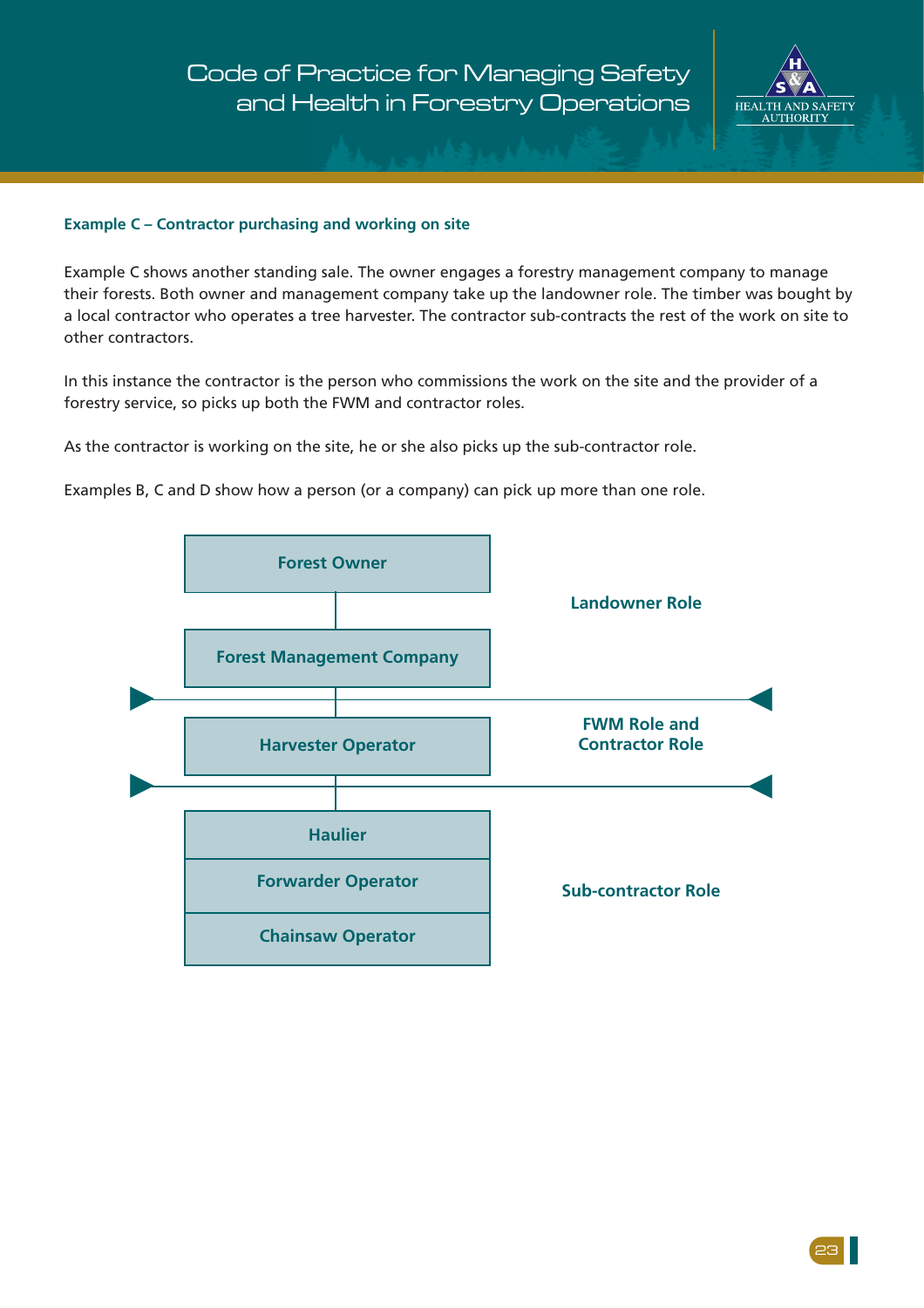### Example C – Contractor purchasing and working on site

Example C shows another standing sale. The owner engages a forestry management company to manage their forests. Both owner and management company take up the landowner role. The timber was bought by a local contractor who operates a tree harvester. The contractor sub-contracts the rest of the work on site to other contractors.

In this instance the contractor is the person who commissions the work on the site and the provider of a forestry service, so picks up both the FWM and contractor roles.

As the contractor is working on the site, he or she also picks up the sub-contractor role.

Examples B, C and D show how a person (or a company) can pick up more than one role.

| Organisation | Role |
|---|---|
| Forest Owner | Landowner Role |
| Forest Management Company | Landowner Role |
| Harvester Operator | FWM Role and Contractor Role |
| Haulier | Sub-contractor Role |
| Forwarder Operator | Sub-contractor Role |
| Chainsaw Operator | Sub-contractor Role |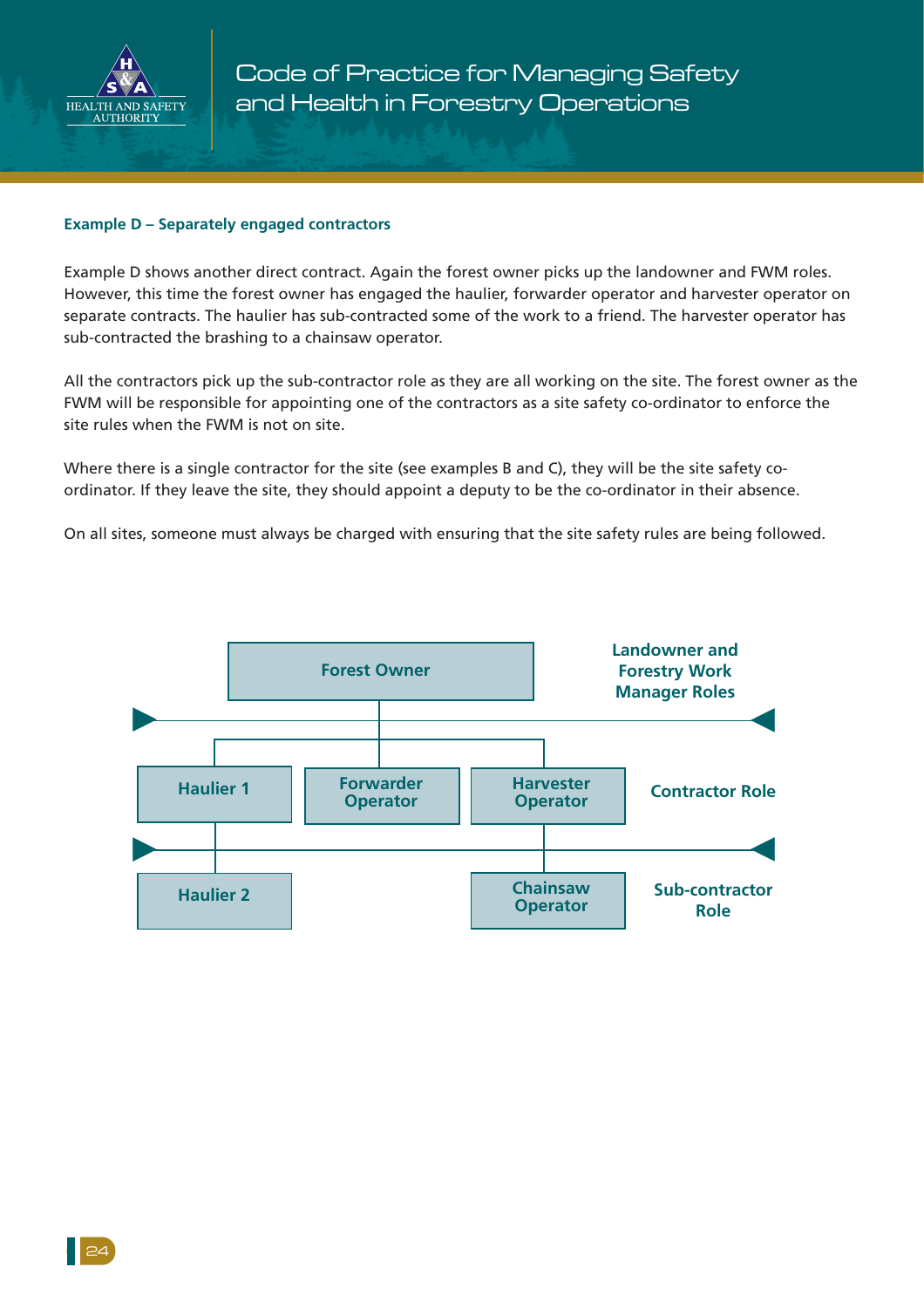### Example D – Separately engaged contractors

Example D shows another direct contract. Again the forest owner picks up the landowner and FWM roles. However, this time the forest owner has engaged the haulier, forwarder operator and harvester operator on separate contracts. The haulier has sub-contracted some of the work to a friend. The harvester operator has sub-contracted the brashing to a chainsaw operator.

All the contractors pick up the sub-contractor role as they are all working on the site. The forest owner as the FWM will be responsible for appointing one of the contractors as a site safety co-ordinator to enforce the site rules when the FWM is not on site.

Where there is a single contractor for the site (see examples B and C), they will be the site safety co-ordinator. If they leave the site, they should appoint a deputy to be the co-ordinator in their absence.

On all sites, someone must always be charged with ensuring that the site safety rules are being followed.

Forest Owner — Landowner and Forestry Work Manager Roles

Haulier 1 | Forwarder Operator | Harvester Operator — Contractor Role

Haulier 2 | Chainsaw Operator — Sub-contractor Role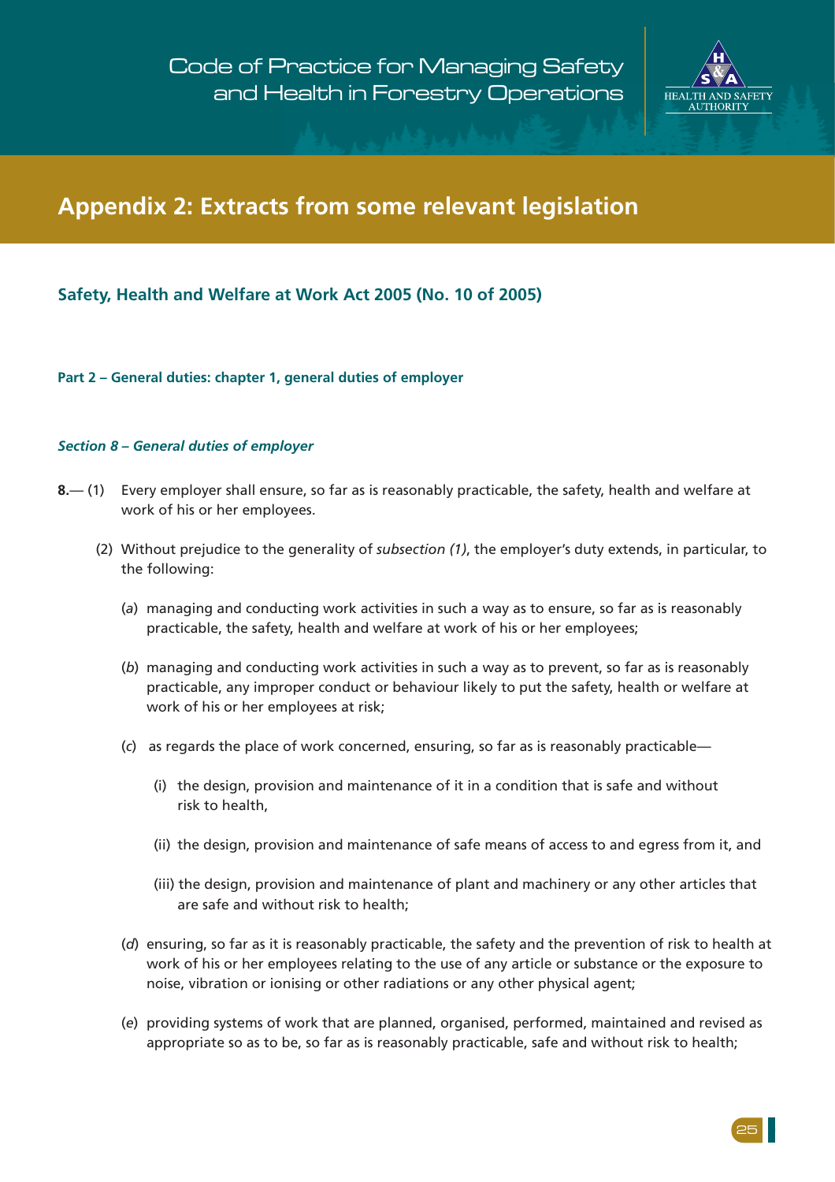# Appendix 2: Extracts from some relevant legislation

## Safety, Health and Welfare at Work Act 2005 (No. 10 of 2005)

### Part 2 – General duties: chapter 1, general duties of employer

#### *Section 8 – General duties of employer*

**8.**— (1) Every employer shall ensure, so far as is reasonably practicable, the safety, health and welfare at work of his or her employees.

(2) Without prejudice to the generality of *subsection (1)*, the employer's duty extends, in particular, to the following:

(*a*) managing and conducting work activities in such a way as to ensure, so far as is reasonably practicable, the safety, health and welfare at work of his or her employees;

(*b*) managing and conducting work activities in such a way as to prevent, so far as is reasonably practicable, any improper conduct or behaviour likely to put the safety, health or welfare at work of his or her employees at risk;

(*c*) as regards the place of work concerned, ensuring, so far as is reasonably practicable—

(i) the design, provision and maintenance of it in a condition that is safe and without risk to health,

(ii) the design, provision and maintenance of safe means of access to and egress from it, and

(iii) the design, provision and maintenance of plant and machinery or any other articles that are safe and without risk to health;

(*d*) ensuring, so far as is it is reasonably practicable, the safety and the prevention of risk to health at work of his or her employees relating to the use of any article or substance or the exposure to noise, vibration or ionising or other radiations or any other physical agent;

(*e*) providing systems of work that are planned, organised, performed, maintained and revised as appropriate so as to be, so far as is reasonably practicable, safe and without risk to health;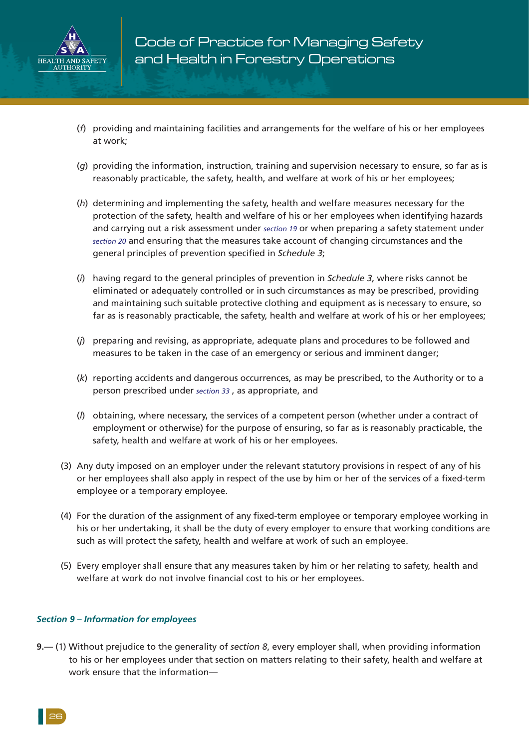(*f*) providing and maintaining facilities and arrangements for the welfare of his or her employees at work;

(*g*) providing the information, instruction, training and supervision necessary to ensure, so far as is reasonably practicable, the safety, health, and welfare at work of his or her employees;

(*h*) determining and implementing the safety, health and welfare measures necessary for the protection of the safety, health and welfare of his or her employees when identifying hazards and carrying out a risk assessment under *section 19* or when preparing a safety statement under *section 20* and ensuring that the measures take account of changing circumstances and the general principles of prevention specified in *Schedule 3*;

(*i*) having regard to the general principles of prevention in *Schedule 3*, where risks cannot be eliminated or adequately controlled or in such circumstances as may be prescribed, providing and maintaining such suitable protective clothing and equipment as is necessary to ensure, so far as is reasonably practicable, the safety, health and welfare at work of his or her employees;

(*j*) preparing and revising, as appropriate, adequate plans and procedures to be followed and measures to be taken in the case of an emergency or serious and imminent danger;

(*k*) reporting accidents and dangerous occurrences, as may be prescribed, to the Authority or to a person prescribed under *section 33* , as appropriate, and

(*l*) obtaining, where necessary, the services of a competent person (whether under a contract of employment or otherwise) for the purpose of ensuring, so far as is reasonably practicable, the safety, health and welfare at work of his or her employees.

(3) Any duty imposed on an employer under the relevant statutory provisions in respect of any of his or her employees shall also apply in respect of the use by him or her of the services of a fixed-term employee or a temporary employee.

(4) For the duration of the assignment of any fixed-term employee or temporary employee working in his or her undertaking, it shall be the duty of every employer to ensure that working conditions are such as will protect the safety, health and welfare at work of such an employee.

(5) Every employer shall ensure that any measures taken by him or her relating to safety, health and welfare at work do not involve financial cost to his or her employees.

### *Section 9 – Information for employees*

**9.**— (1) Without prejudice to the generality of *section 8*, every employer shall, when providing information to his or her employees under that section on matters relating to their safety, health and welfare at work ensure that the information—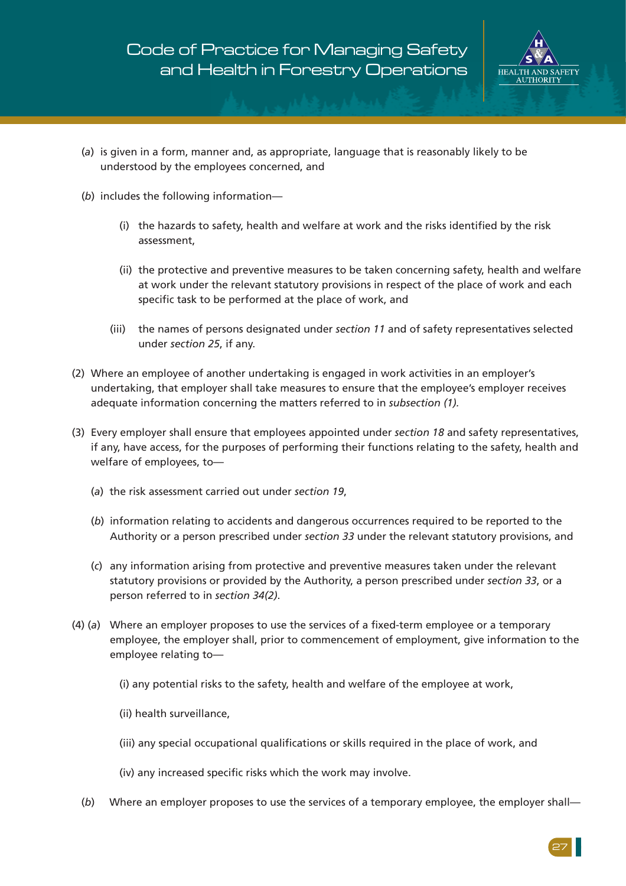(*a*) is given in a form, manner and, as appropriate, language that is reasonably likely to be understood by the employees concerned, and

(*b*) includes the following information—

(i) the hazards to safety, health and welfare at work and the risks identified by the risk assessment,

(ii) the protective and preventive measures to be taken concerning safety, health and welfare at work under the relevant statutory provisions in respect of the place of work and each specific task to be performed at the place of work, and

(iii) the names of persons designated under *section 11* and of safety representatives selected under *section 25*, if any.

(2) Where an employee of another undertaking is engaged in work activities in an employer's undertaking, that employer shall take measures to ensure that the employee's employer receives adequate information concerning the matters referred to in *subsection (1).*

(3) Every employer shall ensure that employees appointed under *section 18* and safety representatives, if any, have access, for the purposes of performing their functions relating to the safety, health and welfare of employees, to—

(*a*) the risk assessment carried out under *section 19*,

(*b*) information relating to accidents and dangerous occurrences required to be reported to the Authority or a person prescribed under *section 33* under the relevant statutory provisions, and

(*c*) any information arising from protective and preventive measures taken under the relevant statutory provisions or provided by the Authority, a person prescribed under *section 33*, or a person referred to in *section 34(2)*.

(4) (*a*) Where an employer proposes to use the services of a fixed-term employee or a temporary employee, the employer shall, prior to commencement of employment, give information to the employee relating to—

(i) any potential risks to the safety, health and welfare of the employee at work,

(ii) health surveillance,

(iii) any special occupational qualifications or skills required in the place of work, and

(iv) any increased specific risks which the work may involve.

(*b*) Where an employer proposes to use the services of a temporary employee, the employer shall—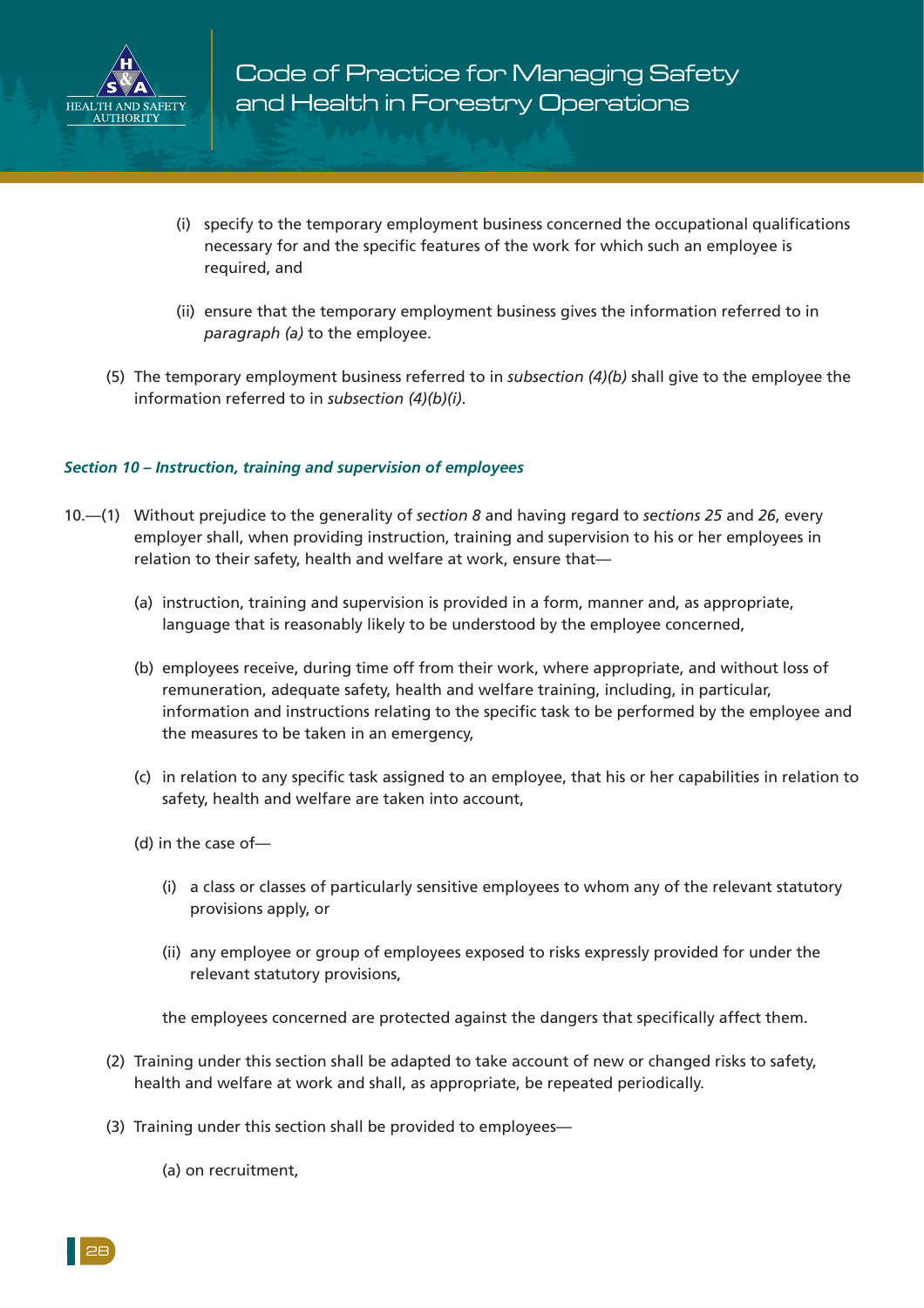(i) specify to the temporary employment business concerned the occupational qualifications necessary for and the specific features of the work for which such an employee is required, and

(ii) ensure that the temporary employment business gives the information referred to in *paragraph (a)* to the employee.

(5) The temporary employment business referred to in *subsection (4)(b)* shall give to the employee the information referred to in *subsection (4)(b)(i)*.

### *Section 10 – Instruction, training and supervision of employees*

10.—(1) Without prejudice to the generality of *section 8* and having regard to *sections 25* and *26*, every employer shall, when providing instruction, training and supervision to his or her employees in relation to their safety, health and welfare at work, ensure that—

(a) instruction, training and supervision is provided in a form, manner and, as appropriate, language that is reasonably likely to be understood by the employee concerned,

(b) employees receive, during time off from their work, where appropriate, and without loss of remuneration, adequate safety, health and welfare training, including, in particular, information and instructions relating to the specific task to be performed by the employee and the measures to be taken in an emergency,

(c) in relation to any specific task assigned to an employee, that his or her capabilities in relation to safety, health and welfare are taken into account,

(d) in the case of—

(i) a class or classes of particularly sensitive employees to whom any of the relevant statutory provisions apply, or

(ii) any employee or group of employees exposed to risks expressly provided for under the relevant statutory provisions,

the employees concerned are protected against the dangers that specifically affect them.

(2) Training under this section shall be adapted to take account of new or changed risks to safety, health and welfare at work and shall, as appropriate, be repeated periodically.

(3) Training under this section shall be provided to employees—

(a) on recruitment,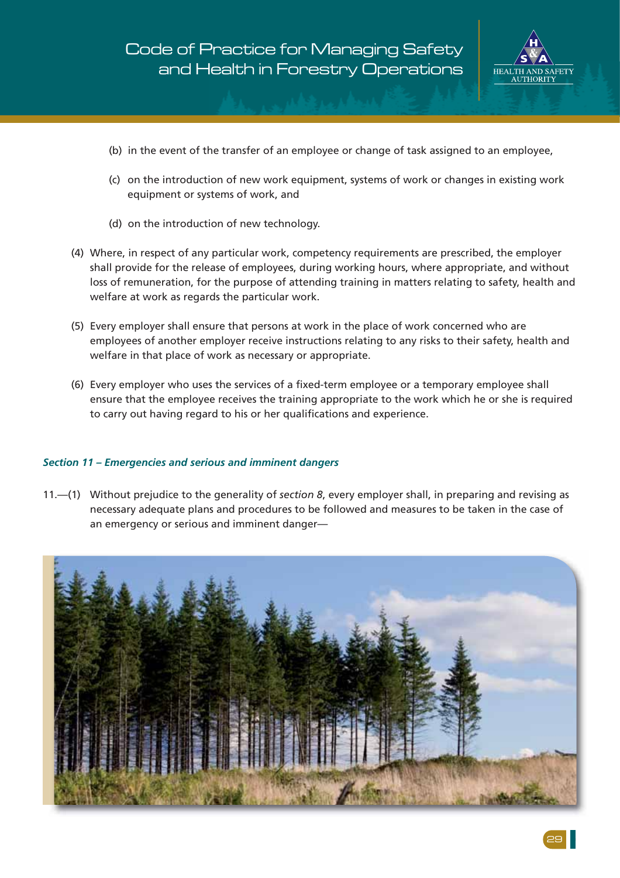(b) in the event of the transfer of an employee or change of task assigned to an employee,

(c) on the introduction of new work equipment, systems of work or changes in existing work equipment or systems of work, and

(d) on the introduction of new technology.

(4) Where, in respect of any particular work, competency requirements are prescribed, the employer shall provide for the release of employees, during working hours, where appropriate, and without loss of remuneration, for the purpose of attending training in matters relating to safety, health and welfare at work as regards the particular work.

(5) Every employer shall ensure that persons at work in the place of work concerned who are employees of another employer receive instructions relating to any risks to their safety, health and welfare in that place of work as necessary or appropriate.

(6) Every employer who uses the services of a fixed-term employee or a temporary employee shall ensure that the employee receives the training appropriate to the work which he or she is required to carry out having regard to his or her qualifications and experience.

### *Section 11 – Emergencies and serious and imminent dangers*

11.—(1) Without prejudice to the generality of *section 8*, every employer shall, in preparing and revising as necessary adequate plans and procedures to be followed and measures to be taken in the case of an emergency or serious and imminent danger—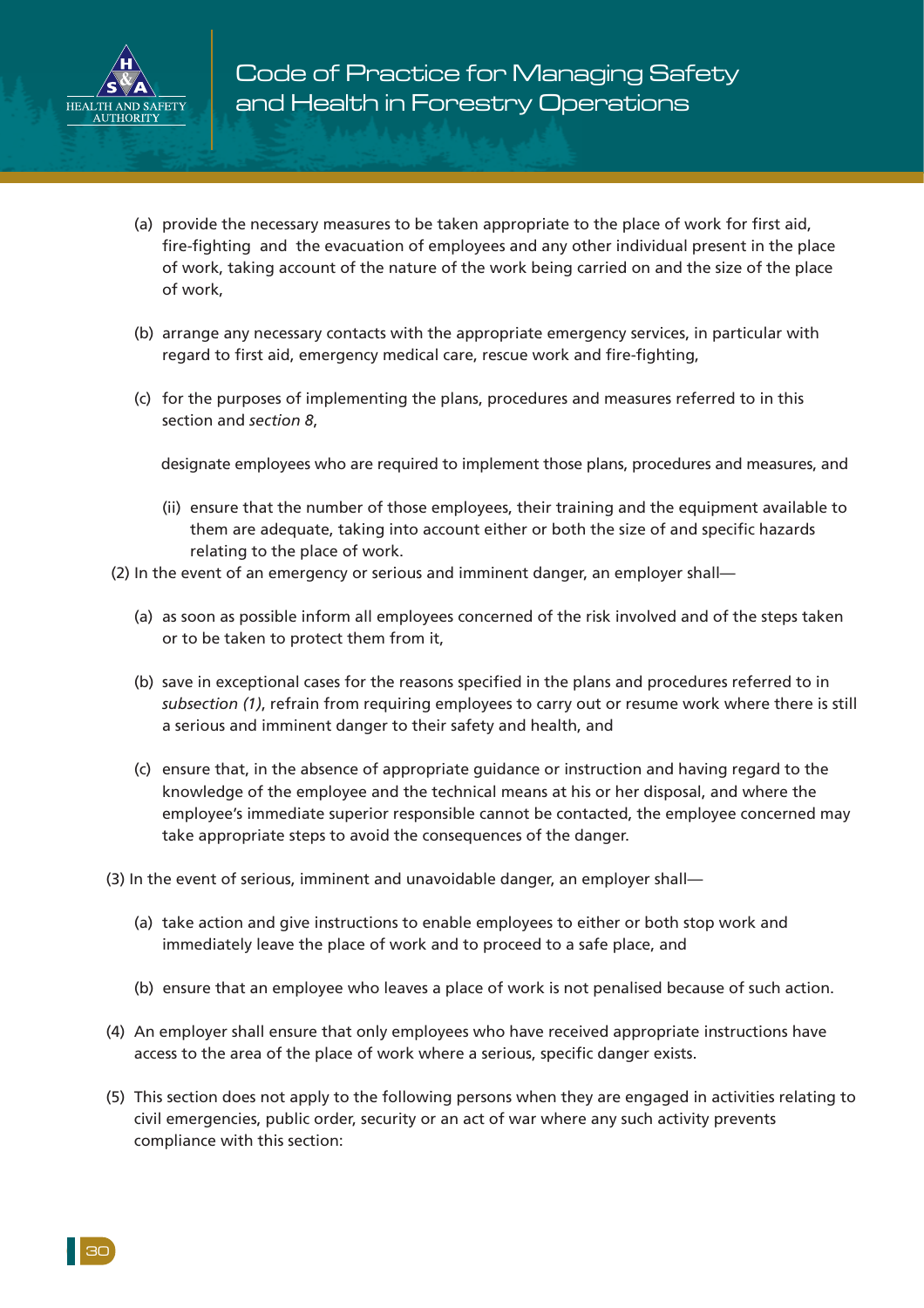(a) provide the necessary measures to be taken appropriate to the place of work for first aid, fire-fighting and the evacuation of employees and any other individual present in the place of work, taking account of the nature of the work being carried on and the size of the place of work,

(b) arrange any necessary contacts with the appropriate emergency services, in particular with regard to first aid, emergency medical care, rescue work and fire-fighting,

(c) for the purposes of implementing the plans, procedures and measures referred to in this section and *section 8*,

designate employees who are required to implement those plans, procedures and measures, and

(ii) ensure that the number of those employees, their training and the equipment available to them are adequate, taking into account either or both the size of and specific hazards relating to the place of work.

(2) In the event of an emergency or serious and imminent danger, an employer shall—

(a) as soon as possible inform all employees concerned of the risk involved and of the steps taken or to be taken to protect them from it,

(b) save in exceptional cases for the reasons specified in the plans and procedures referred to in *subsection (1)*, refrain from requiring employees to carry out or resume work where there is still a serious and imminent danger to their safety and health, and

(c) ensure that, in the absence of appropriate guidance or instruction and having regard to the knowledge of the employee and the technical means at his or her disposal, and where the employee's immediate superior responsible cannot be contacted, the employee concerned may take appropriate steps to avoid the consequences of the danger.

(3) In the event of serious, imminent and unavoidable danger, an employer shall—

(a) take action and give instructions to enable employees to either or both stop work and immediately leave the place of work and to proceed to a safe place, and

(b) ensure that an employee who leaves a place of work is not penalised because of such action.

(4) An employer shall ensure that only employees who have received appropriate instructions have access to the area of the place of work where a serious, specific danger exists.

(5) This section does not apply to the following persons when they are engaged in activities relating to civil emergencies, public order, security or an act of war where any such activity prevents compliance with this section: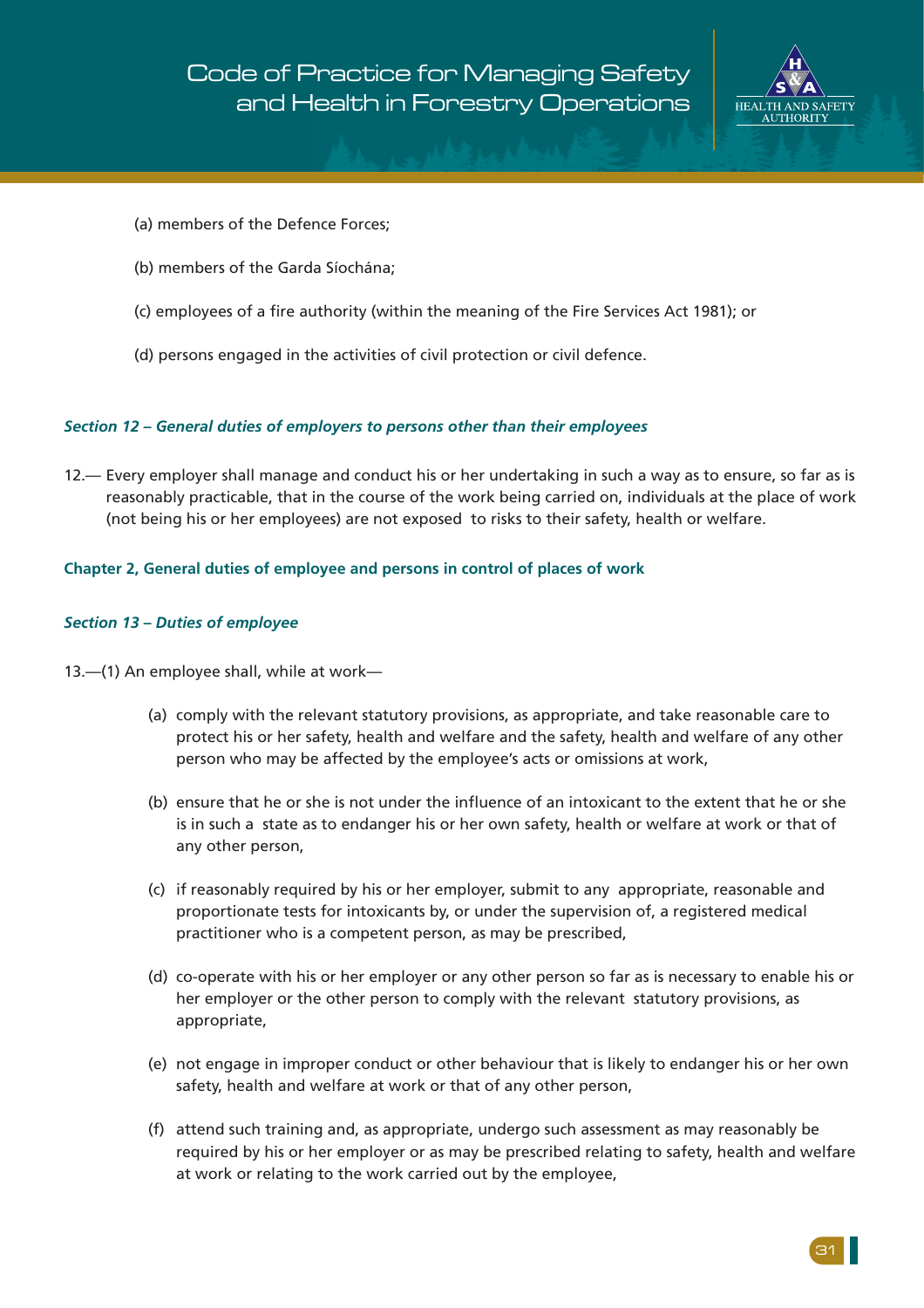(a) members of the Defence Forces;

(b) members of the Garda Síochána;

(c) employees of a fire authority (within the meaning of the Fire Services Act 1981); or

(d) persons engaged in the activities of civil protection or civil defence.

#### *Section 12 – General duties of employers to persons other than their employees*

12.— Every employer shall manage and conduct his or her undertaking in such a way as to ensure, so far as is reasonably practicable, that in the course of the work being carried on, individuals at the place of work (not being his or her employees) are not exposed to risks to their safety, health or welfare.

### Chapter 2, General duties of employee and persons in control of places of work

#### *Section 13 – Duties of employee*

13.—(1) An employee shall, while at work—

(a) comply with the relevant statutory provisions, as appropriate, and take reasonable care to protect his or her safety, health and welfare and the safety, health and welfare of any other person who may be affected by the employee's acts or omissions at work,

(b) ensure that he or she is not under the influence of an intoxicant to the extent that he or she is in such a state as to endanger his or her own safety, health or welfare at work or that of any other person,

(c) if reasonably required by his or her employer, submit to any appropriate, reasonable and proportionate tests for intoxicants by, or under the supervision of, a registered medical practitioner who is a competent person, as may be prescribed,

(d) co-operate with his or her employer or any other person so far as is necessary to enable his or her employer or the other person to comply with the relevant statutory provisions, as appropriate,

(e) not engage in improper conduct or other behaviour that is likely to endanger his or her own safety, health and welfare at work or that of any other person,

(f) attend such training and, as appropriate, undergo such assessment as may reasonably be required by his or her employer or as may be prescribed relating to safety, health and welfare at work or relating to the work carried out by the employee,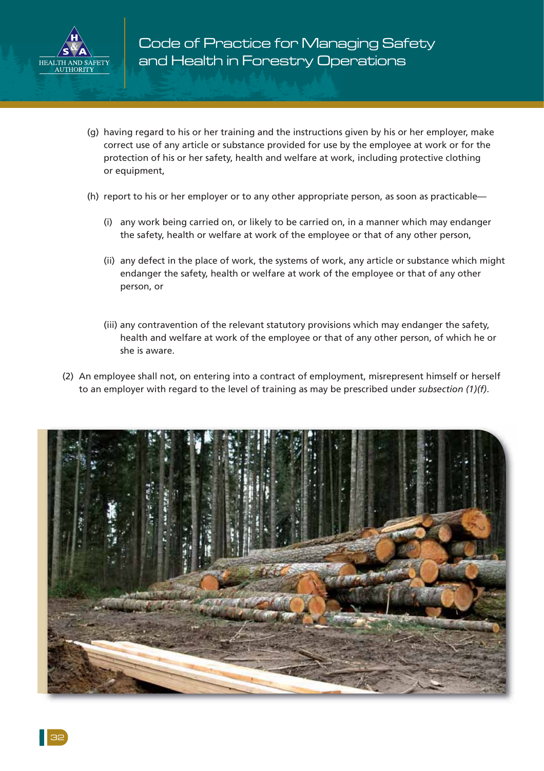(g) having regard to his or her training and the instructions given by his or her employer, make correct use of any article or substance provided for use by the employee at work or for the protection of his or her safety, health and welfare at work, including protective clothing or equipment,

(h) report to his or her employer or to any other appropriate person, as soon as practicable—

(i) any work being carried on, or likely to be carried on, in a manner which may endanger the safety, health or welfare at work of the employee or that of any other person,

(ii) any defect in the place of work, the systems of work, any article or substance which might endanger the safety, health or welfare at work of the employee or that of any other person, or

(iii) any contravention of the relevant statutory provisions which may endanger the safety, health and welfare at work of the employee or that of any other person, of which he or she is aware.

(2) An employee shall not, on entering into a contract of employment, misrepresent himself or herself to an employer with regard to the level of training as may be prescribed under *subsection (1)(f)*.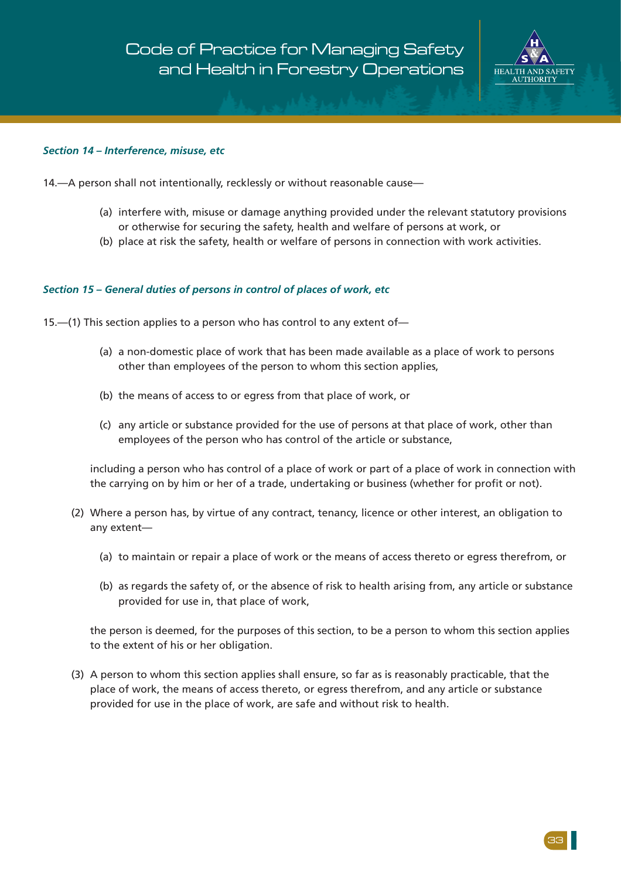### *Section 14 – Interference, misuse, etc*

14.—A person shall not intentionally, recklessly or without reasonable cause—

(a) interfere with, misuse or damage anything provided under the relevant statutory provisions or otherwise for securing the safety, health and welfare of persons at work, or
(b) place at risk the safety, health or welfare of persons in connection with work activities.

### *Section 15 – General duties of persons in control of places of work, etc*

15.—(1) This section applies to a person who has control to any extent of—

(a) a non-domestic place of work that has been made available as a place of work to persons other than employees of the person to whom this section applies,

(b) the means of access to or egress from that place of work, or

(c) any article or substance provided for the use of persons at that place of work, other than employees of the person who has control of the article or substance,

including a person who has control of a place of work or part of a place of work in connection with the carrying on by him or her of a trade, undertaking or business (whether for profit or not).

(2) Where a person has, by virtue of any contract, tenancy, licence or other interest, an obligation to any extent—

(a) to maintain or repair a place of work or the means of access thereto or egress therefrom, or

(b) as regards the safety of, or the absence of risk to health arising from, any article or substance provided for use in, that place of work,

the person is deemed, for the purposes of this section, to be a person to whom this section applies to the extent of his or her obligation.

(3) A person to whom this section applies shall ensure, so far as is reasonably practicable, that the place of work, the means of access thereto, or egress therefrom, and any article or substance provided for use in the place of work, are safe and without risk to health.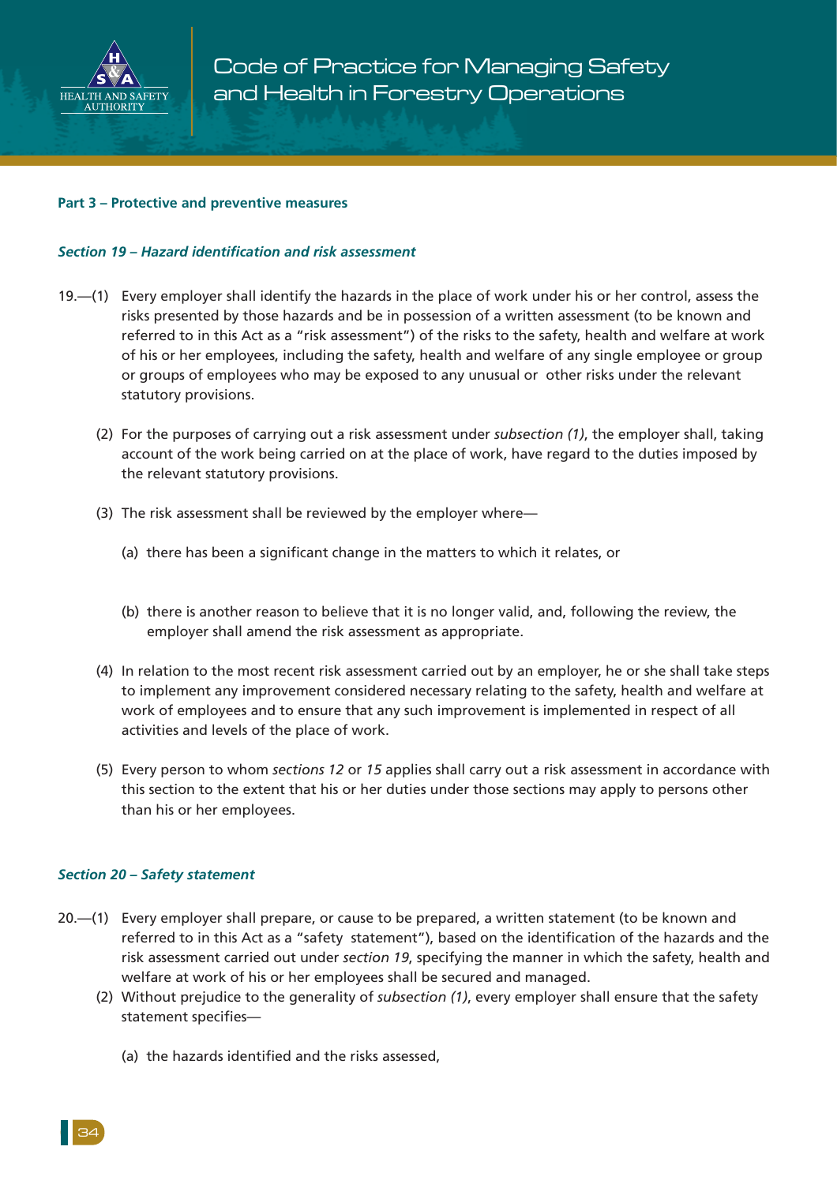**Part 3 – Protective and preventive measures**

***Section 19 – Hazard identification and risk assessment***

19.—(1) Every employer shall identify the hazards in the place of work under his or her control, assess the risks presented by those hazards and be in possession of a written assessment (to be known and referred to in this Act as a "risk assessment") of the risks to the safety, health and welfare at work of his or her employees, including the safety, health and welfare of any single employee or group or groups of employees who may be exposed to any unusual or other risks under the relevant statutory provisions.

(2) For the purposes of carrying out a risk assessment under *subsection (1)*, the employer shall, taking account of the work being carried on at the place of work, have regard to the duties imposed by the relevant statutory provisions.

(3) The risk assessment shall be reviewed by the employer where—

(a) there has been a significant change in the matters to which it relates, or

(b) there is another reason to believe that it is no longer valid, and, following the review, the employer shall amend the risk assessment as appropriate.

(4) In relation to the most recent risk assessment carried out by an employer, he or she shall take steps to implement any improvement considered necessary relating to the safety, health and welfare at work of employees and to ensure that any such improvement is implemented in respect of all activities and levels of the place of work.

(5) Every person to whom *sections 12* or *15* applies shall carry out a risk assessment in accordance with this section to the extent that his or her duties under those sections may apply to persons other than his or her employees.

***Section 20 – Safety statement***

20.—(1) Every employer shall prepare, or cause to be prepared, a written statement (to be known and referred to in this Act as a "safety statement"), based on the identification of the hazards and the risk assessment carried out under *section 19*, specifying the manner in which the safety, health and welfare at work of his or her employees shall be secured and managed.

(2) Without prejudice to the generality of *subsection (1)*, every employer shall ensure that the safety statement specifies—

(a) the hazards identified and the risks assessed,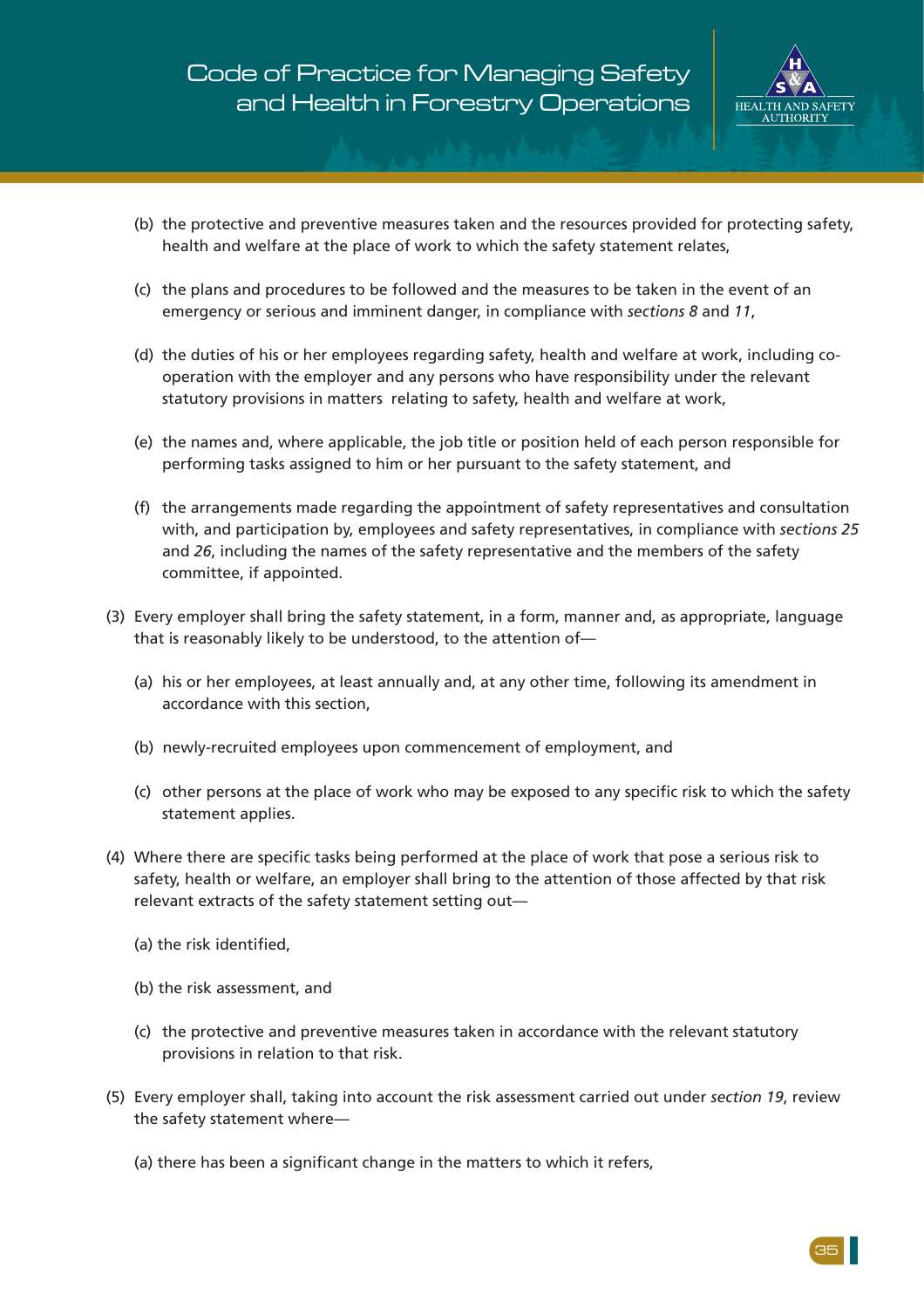(b) the protective and preventive measures taken and the resources provided for protecting safety, health and welfare at the place of work to which the safety statement relates,

(c) the plans and procedures to be followed and the measures to be taken in the event of an emergency or serious and imminent danger, in compliance with *sections 8* and *11*,

(d) the duties of his or her employees regarding safety, health and welfare at work, including co-operation with the employer and any persons who have responsibility under the relevant statutory provisions in matters relating to safety, health and welfare at work,

(e) the names and, where applicable, the job title or position held of each person responsible for performing tasks assigned to him or her pursuant to the safety statement, and

(f) the arrangements made regarding the appointment of safety representatives and consultation with, and participation by, employees and safety representatives, in compliance with *sections 25* and *26*, including the names of the safety representative and the members of the safety committee, if appointed.

(3) Every employer shall bring the safety statement, in a form, manner and, as appropriate, language that is reasonably likely to be understood, to the attention of—

(a) his or her employees, at least annually and, at any other time, following its amendment in accordance with this section,

(b) newly-recruited employees upon commencement of employment, and

(c) other persons at the place of work who may be exposed to any specific risk to which the safety statement applies.

(4) Where there are specific tasks being performed at the place of work that pose a serious risk to safety, health or welfare, an employer shall bring to the attention of those affected by that risk relevant extracts of the safety statement setting out—

(a) the risk identified,

(b) the risk assessment, and

(c) the protective and preventive measures taken in accordance with the relevant statutory provisions in relation to that risk.

(5) Every employer shall, taking into account the risk assessment carried out under *section 19*, review the safety statement where—

(a) there has been a significant change in the matters to which it refers,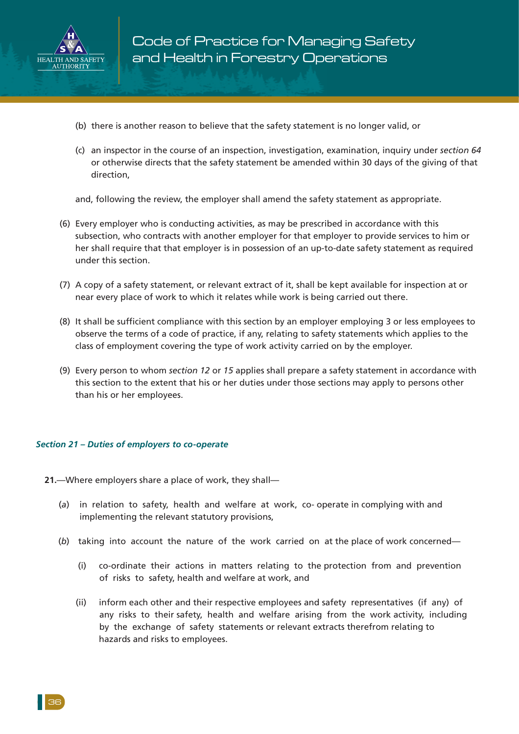(b) there is another reason to believe that the safety statement is no longer valid, or

(c) an inspector in the course of an inspection, investigation, examination, inquiry under *section 64* or otherwise directs that the safety statement be amended within 30 days of the giving of that direction,

and, following the review, the employer shall amend the safety statement as appropriate.

(6) Every employer who is conducting activities, as may be prescribed in accordance with this subsection, who contracts with another employer for that employer to provide services to him or her shall require that that employer is in possession of an up-to-date safety statement as required under this section.

(7) A copy of a safety statement, or relevant extract of it, shall be kept available for inspection at or near every place of work to which it relates while work is being carried out there.

(8) It shall be sufficient compliance with this section by an employer employing 3 or less employees to observe the terms of a code of practice, if any, relating to safety statements which applies to the class of employment covering the type of work activity carried on by the employer.

(9) Every person to whom *section 12* or *15* applies shall prepare a safety statement in accordance with this section to the extent that his or her duties under those sections may apply to persons other than his or her employees.

### *Section 21 – Duties of employers to co-operate*

**21.**—Where employers share a place of work, they shall—

(*a*) in relation to safety, health and welfare at work, co- operate in complying with and implementing the relevant statutory provisions,

(*b*) taking into account the nature of the work carried on at the place of work concerned—

(i) co-ordinate their actions in matters relating to the protection from and prevention of risks to safety, health and welfare at work, and

(ii) inform each other and their respective employees and safety representatives (if any) of any risks to their safety, health and welfare arising from the work activity, including by the exchange of safety statements or relevant extracts therefrom relating to hazards and risks to employees.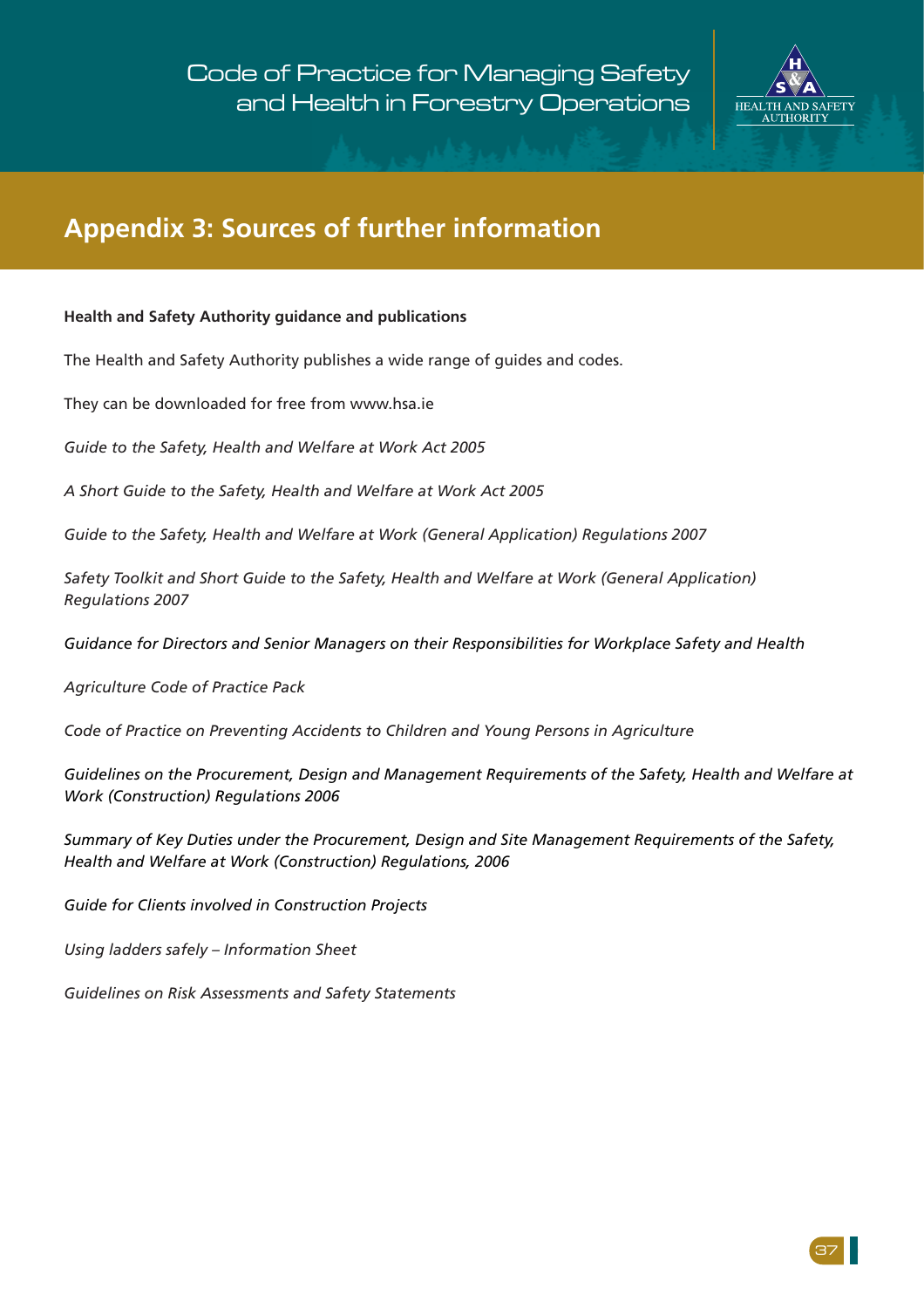# Appendix 3: Sources of further information

**Health and Safety Authority guidance and publications**

The Health and Safety Authority publishes a wide range of guides and codes.

They can be downloaded for free from www.hsa.ie

*Guide to the Safety, Health and Welfare at Work Act 2005*

*A Short Guide to the Safety, Health and Welfare at Work Act 2005*

*Guide to the Safety, Health and Welfare at Work (General Application) Regulations 2007*

*Safety Toolkit and Short Guide to the Safety, Health and Welfare at Work (General Application) Regulations 2007*

*Guidance for Directors and Senior Managers on their Responsibilities for Workplace Safety and Health*

*Agriculture Code of Practice Pack*

*Code of Practice on Preventing Accidents to Children and Young Persons in Agriculture*

*Guidelines on the Procurement, Design and Management Requirements of the Safety, Health and Welfare at Work (Construction) Regulations 2006*

*Summary of Key Duties under the Procurement, Design and Site Management Requirements of the Safety, Health and Welfare at Work (Construction) Regulations, 2006*

*Guide for Clients involved in Construction Projects*

*Using ladders safely – Information Sheet*

*Guidelines on Risk Assessments and Safety Statements*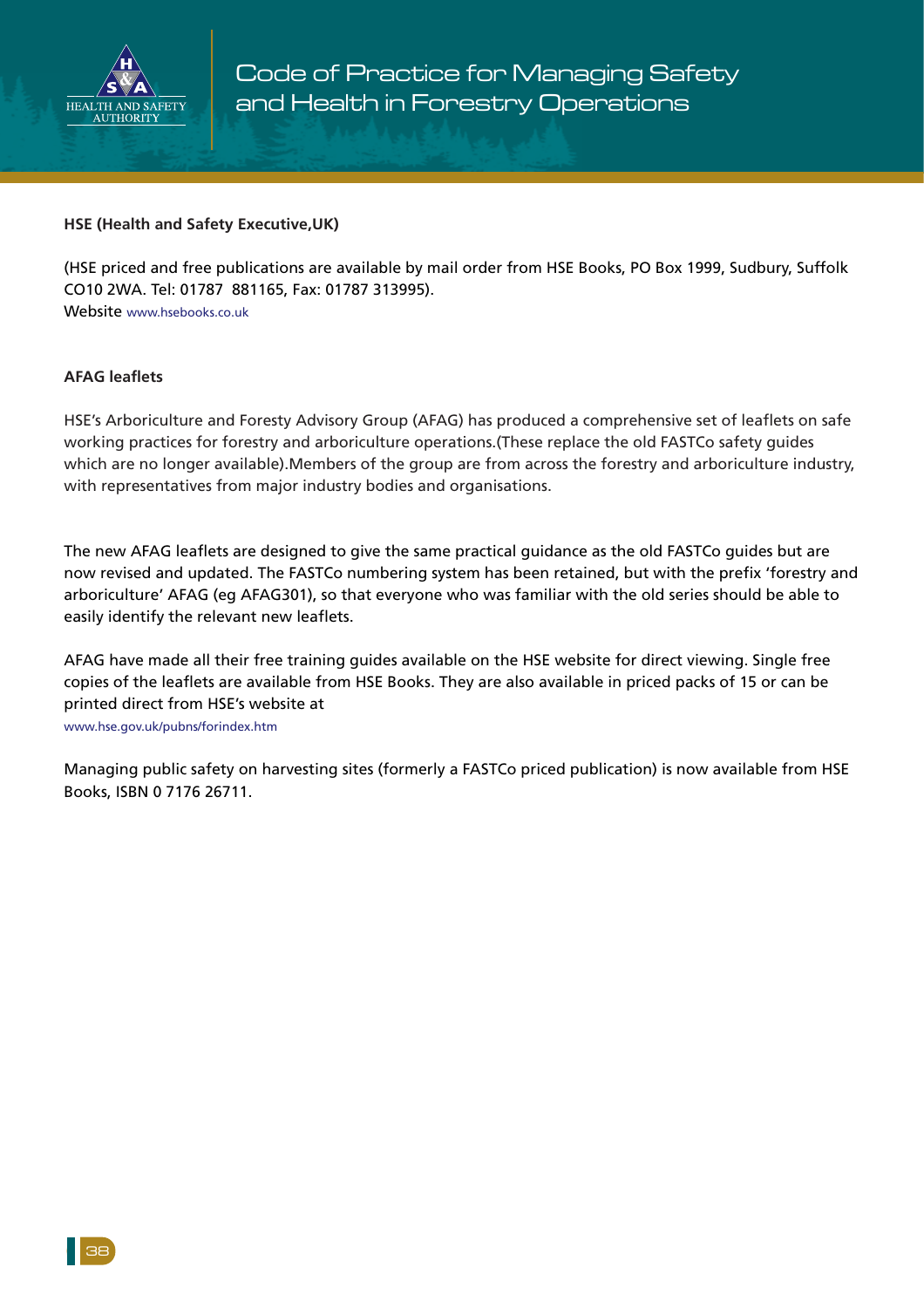**HSE (Health and Safety Executive,UK)**

(HSE priced and free publications are available by mail order from HSE Books, PO Box 1999, Sudbury, Suffolk CO10 2WA. Tel: 01787 881165, Fax: 01787 313995).
Website www.hsebooks.co.uk

**AFAG leaflets**

HSE's Arboriculture and Foresty Advisory Group (AFAG) has produced a comprehensive set of leaflets on safe working practices for forestry and arboriculture operations.(These replace the old FASTCo safety guides which are no longer available).Members of the group are from across the forestry and arboriculture industry, with representatives from major industry bodies and organisations.

The new AFAG leaflets are designed to give the same practical guidance as the old FASTCo guides but are now revised and updated. The FASTCo numbering system has been retained, but with the prefix 'forestry and arboriculture' AFAG (eg AFAG301), so that everyone who was familiar with the old series should be able to easily identify the relevant new leaflets.

AFAG have made all their free training guides available on the HSE website for direct viewing. Single free copies of the leaflets are available from HSE Books. They are also available in priced packs of 15 or can be printed direct from HSE's website at
www.hse.gov.uk/pubns/forindex.htm

Managing public safety on harvesting sites (formerly a FASTCo priced publication) is now available from HSE Books, ISBN 0 7176 26711.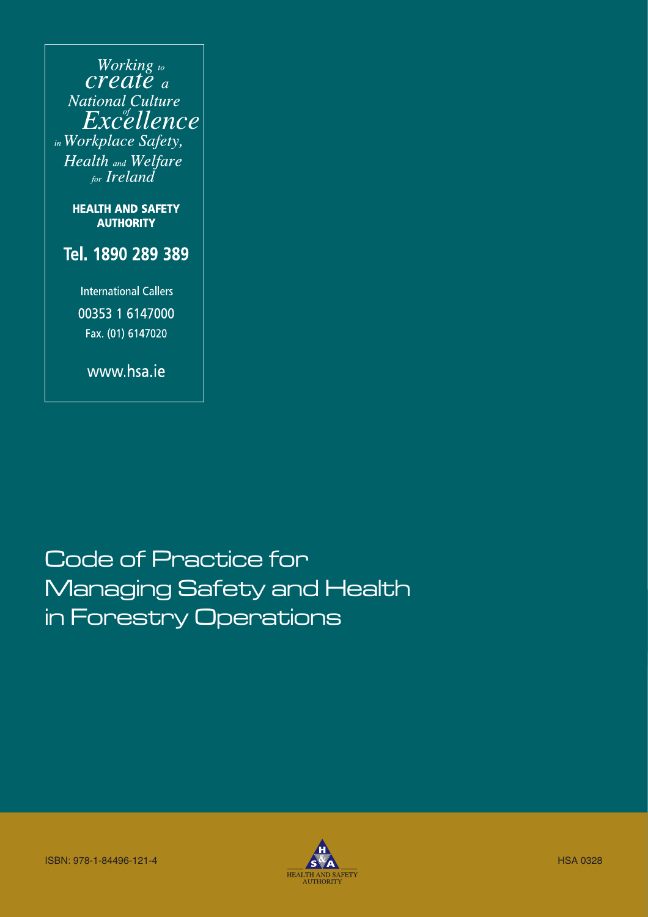*Working to create a National Culture of Excellence in Workplace Safety, Health and Welfare for Ireland*

**HEALTH AND SAFETY AUTHORITY**

**Tel. 1890 289 389**

International Callers

00353 1 6147000

Fax. (01) 6147020

www.hsa.ie

# Code of Practice for Managing Safety and Health in Forestry Operations

ISBN: 978-1-84496-121-4

HEALTH AND SAFETY AUTHORITY

HSA 0328